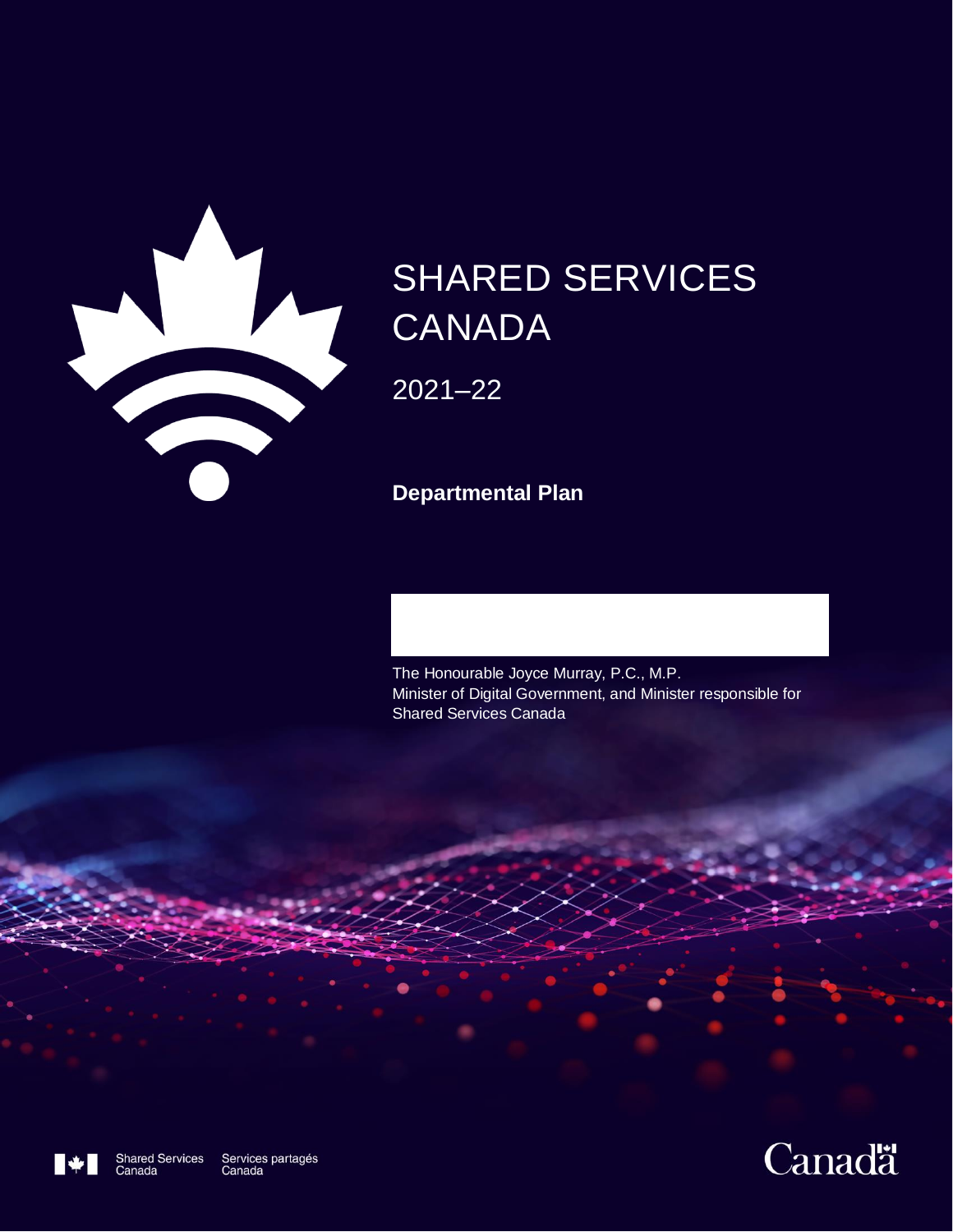# SHARED SERVICES CANADA

2021–22

**Departmental Plan**

The Honourable Joyce Murray, P.C., M.P.
Minister of Digital Government, and Minister responsible for Shared Services Canada

Shared Services Canada Services partagés Canada

Canada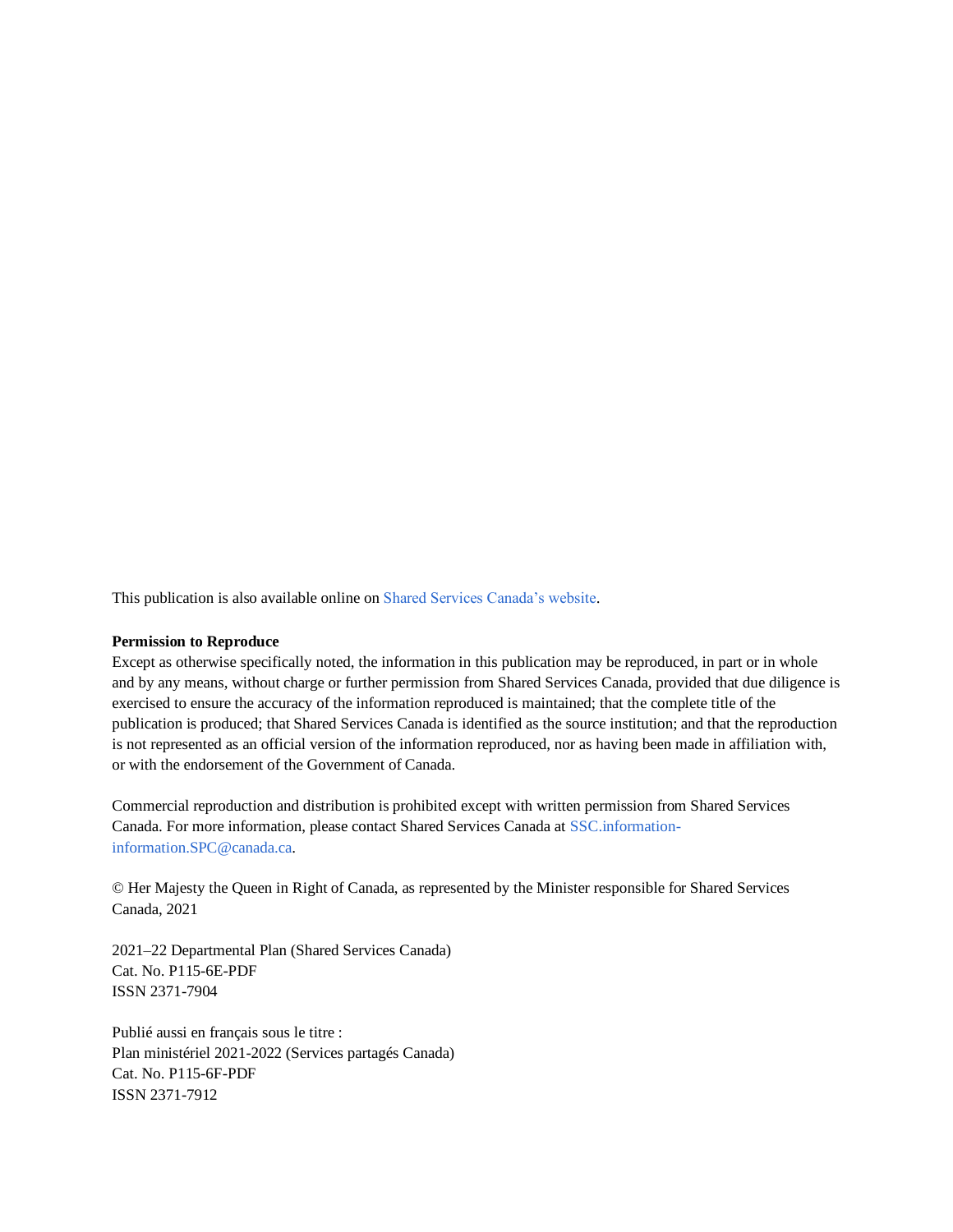This publication is also available online on Shared Services Canada's website.

**Permission to Reproduce**
Except as otherwise specifically noted, the information in this publication may be reproduced, in part or in whole and by any means, without charge or further permission from Shared Services Canada, provided that due diligence is exercised to ensure the accuracy of the information reproduced is maintained; that the complete title of the publication is produced; that Shared Services Canada is identified as the source institution; and that the reproduction is not represented as an official version of the information reproduced, nor as having been made in affiliation with, or with the endorsement of the Government of Canada.

Commercial reproduction and distribution is prohibited except with written permission from Shared Services Canada. For more information, please contact Shared Services Canada at SSC.information-information.SPC@canada.ca.

© Her Majesty the Queen in Right of Canada, as represented by the Minister responsible for Shared Services Canada, 2021

2021–22 Departmental Plan (Shared Services Canada)
Cat. No. P115-6E-PDF
ISSN 2371-7904

Publié aussi en français sous le titre :
Plan ministériel 2021-2022 (Services partagés Canada)
Cat. No. P115-6F-PDF
ISSN 2371-7912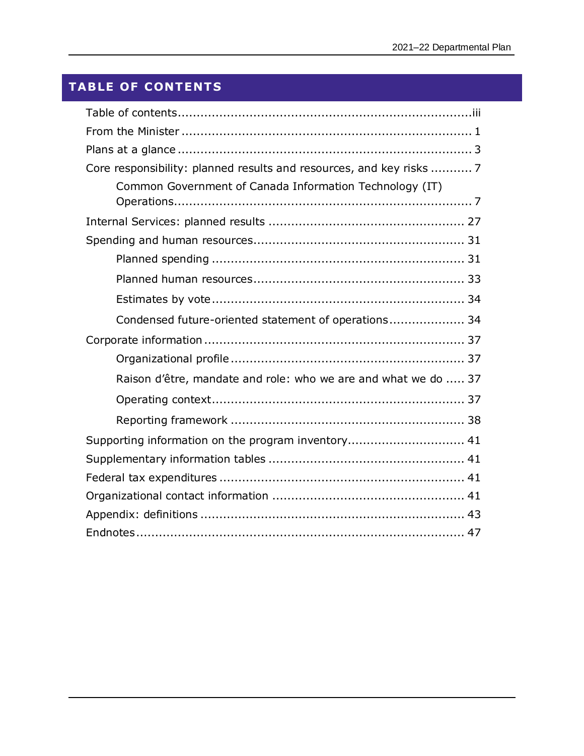# TABLE OF CONTENTS

- Table of contents ..... iii
- From the Minister ..... 1
- Plans at a glance ..... 3
- Core responsibility: planned results and resources, and key risks ..... 7
  - Common Government of Canada Information Technology (IT) Operations ..... 7
- Internal Services: planned results ..... 27
- Spending and human resources ..... 31
  - Planned spending ..... 31
  - Planned human resources ..... 33
  - Estimates by vote ..... 34
  - Condensed future-oriented statement of operations ..... 34
- Corporate information ..... 37
  - Organizational profile ..... 37
  - Raison d'être, mandate and role: who we are and what we do ..... 37
  - Operating context ..... 37
  - Reporting framework ..... 38
- Supporting information on the program inventory ..... 41
- Supplementary information tables ..... 41
- Federal tax expenditures ..... 41
- Organizational contact information ..... 41
- Appendix: definitions ..... 43
- Endnotes ..... 47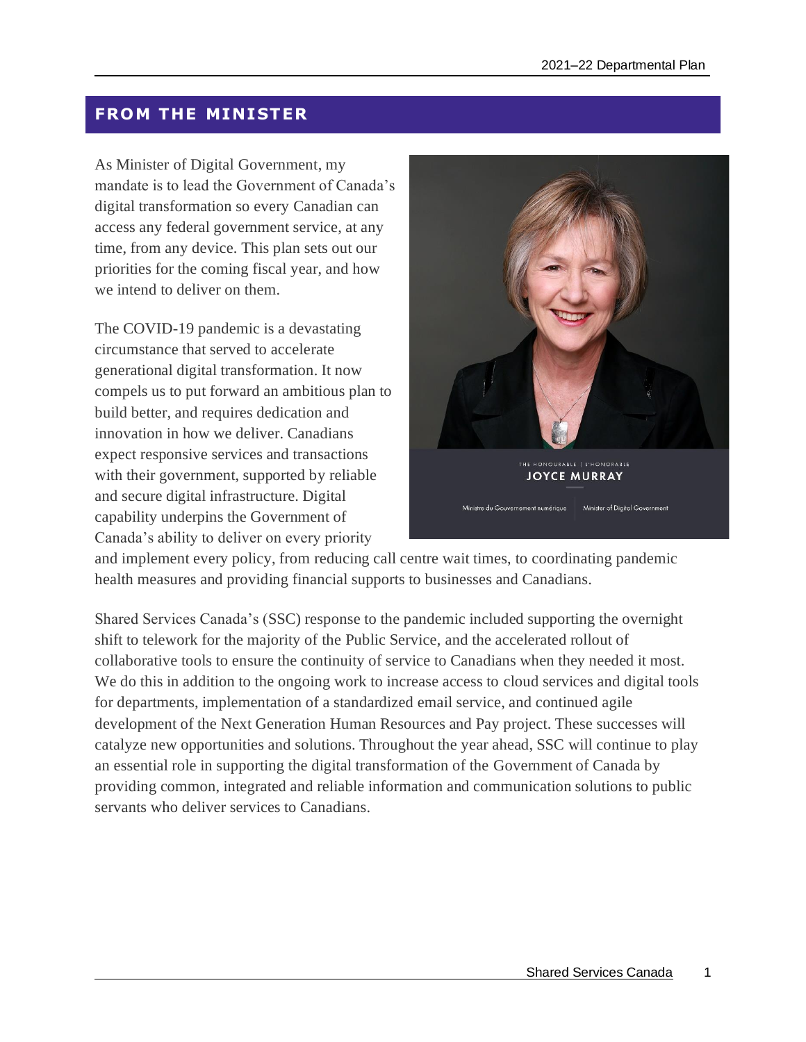## FROM THE MINISTER

As Minister of Digital Government, my mandate is to lead the Government of Canada's digital transformation so every Canadian can access any federal government service, at any time, from any device. This plan sets out our priorities for the coming fiscal year, and how we intend to deliver on them.

The COVID-19 pandemic is a devastating circumstance that served to accelerate generational digital transformation. It now compels us to put forward an ambitious plan to build better, and requires dedication and innovation in how we deliver. Canadians expect responsive services and transactions with their government, supported by reliable and secure digital infrastructure. Digital capability underpins the Government of Canada's ability to deliver on every priority and implement every policy, from reducing call centre wait times, to coordinating pandemic health measures and providing financial supports to businesses and Canadians.

Shared Services Canada's (SSC) response to the pandemic included supporting the overnight shift to telework for the majority of the Public Service, and the accelerated rollout of collaborative tools to ensure the continuity of service to Canadians when they needed it most. We do this in addition to the ongoing work to increase access to cloud services and digital tools for departments, implementation of a standardized email service, and continued agile development of the Next Generation Human Resources and Pay project. These successes will catalyze new opportunities and solutions. Throughout the year ahead, SSC will continue to play an essential role in supporting the digital transformation of the Government of Canada by providing common, integrated and reliable information and communication solutions to public servants who deliver services to Canadians.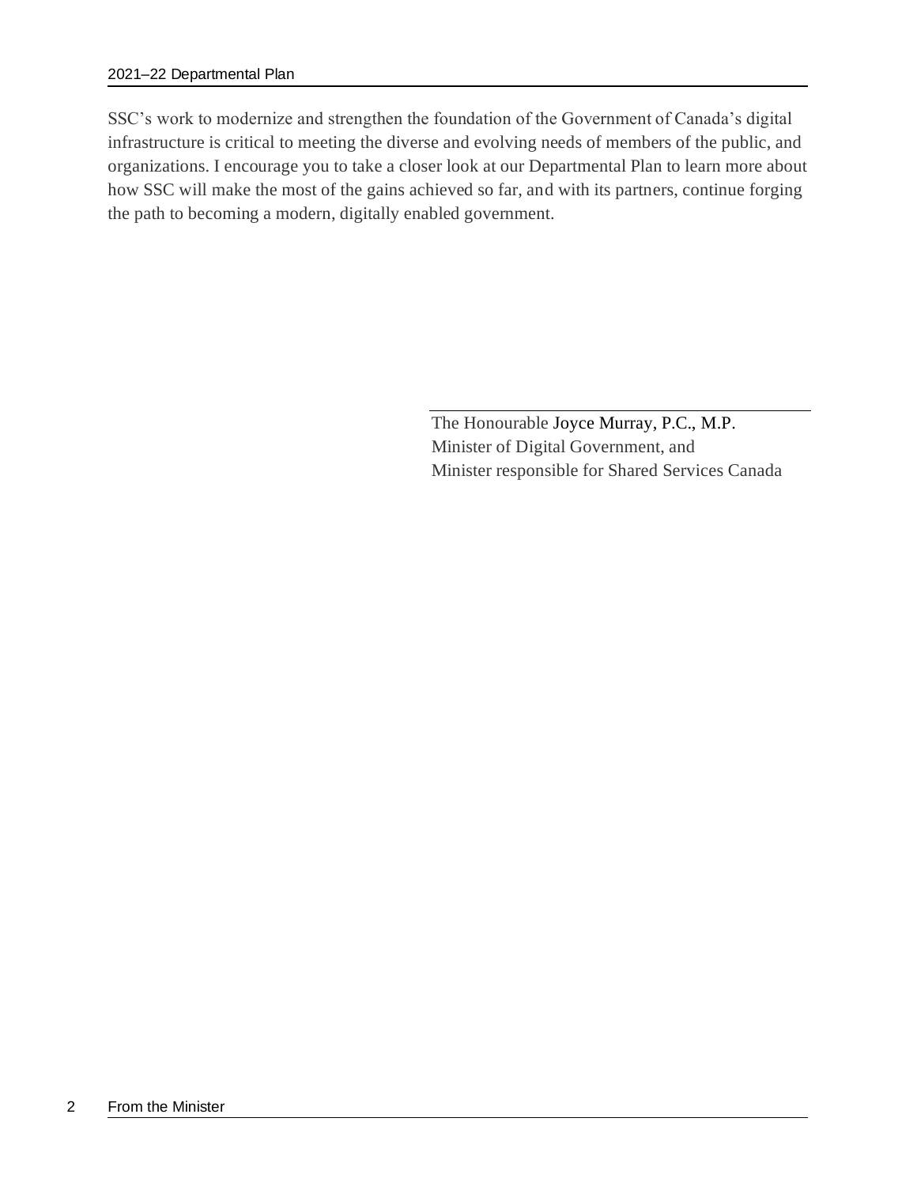SSC’s work to modernize and strengthen the foundation of the Government of Canada’s digital infrastructure is critical to meeting the diverse and evolving needs of members of the public, and organizations. I encourage you to take a closer look at our Departmental Plan to learn more about how SSC will make the most of the gains achieved so far, and with its partners, continue forging the path to becoming a modern, digitally enabled government.

The Honourable Joyce Murray, P.C., M.P.
Minister of Digital Government, and
Minister responsible for Shared Services Canada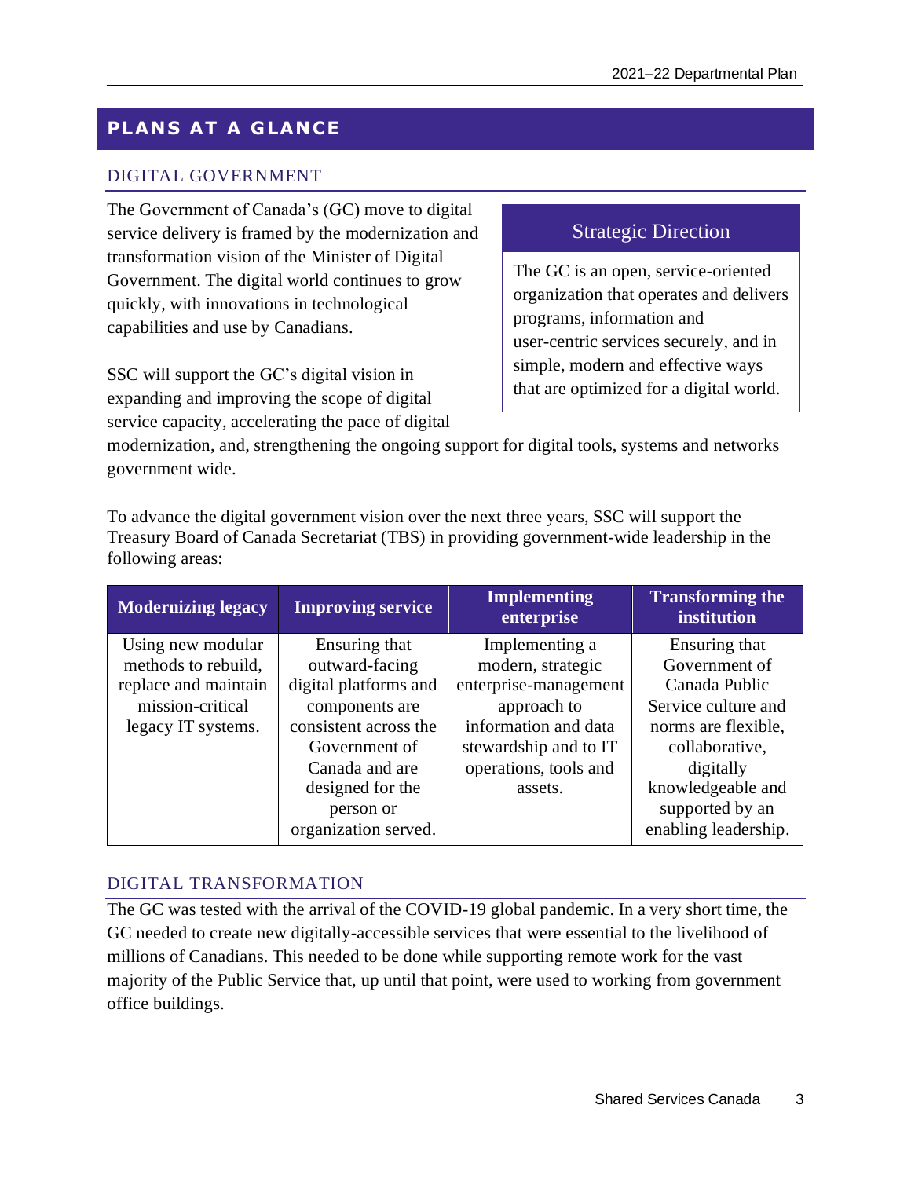## PLANS AT A GLANCE

### DIGITAL GOVERNMENT

The Government of Canada's (GC) move to digital service delivery is framed by the modernization and transformation vision of the Minister of Digital Government. The digital world continues to grow quickly, with innovations in technological capabilities and use by Canadians.

**Strategic Direction**

The GC is an open, service-oriented organization that operates and delivers programs, information and user-centric services securely, and in simple, modern and effective ways that are optimized for a digital world.

SSC will support the GC's digital vision in expanding and improving the scope of digital service capacity, accelerating the pace of digital modernization, and, strengthening the ongoing support for digital tools, systems and networks government wide.

To advance the digital government vision over the next three years, SSC will support the Treasury Board of Canada Secretariat (TBS) in providing government-wide leadership in the following areas:

| Modernizing legacy | Improving service | Implementing enterprise | Transforming the institution |
|---|---|---|---|
| Using new modular methods to rebuild, replace and maintain mission-critical legacy IT systems. | Ensuring that outward-facing digital platforms and components are consistent across the Government of Canada and are designed for the person or organization served. | Implementing a modern, strategic enterprise-management approach to information and data stewardship and to IT operations, tools and assets. | Ensuring that Government of Canada Public Service culture and norms are flexible, collaborative, digitally knowledgeable and supported by an enabling leadership. |

### DIGITAL TRANSFORMATION

The GC was tested with the arrival of the COVID-19 global pandemic. In a very short time, the GC needed to create new digitally-accessible services that were essential to the livelihood of millions of Canadians. This needed to be done while supporting remote work for the vast majority of the Public Service that, up until that point, were used to working from government office buildings.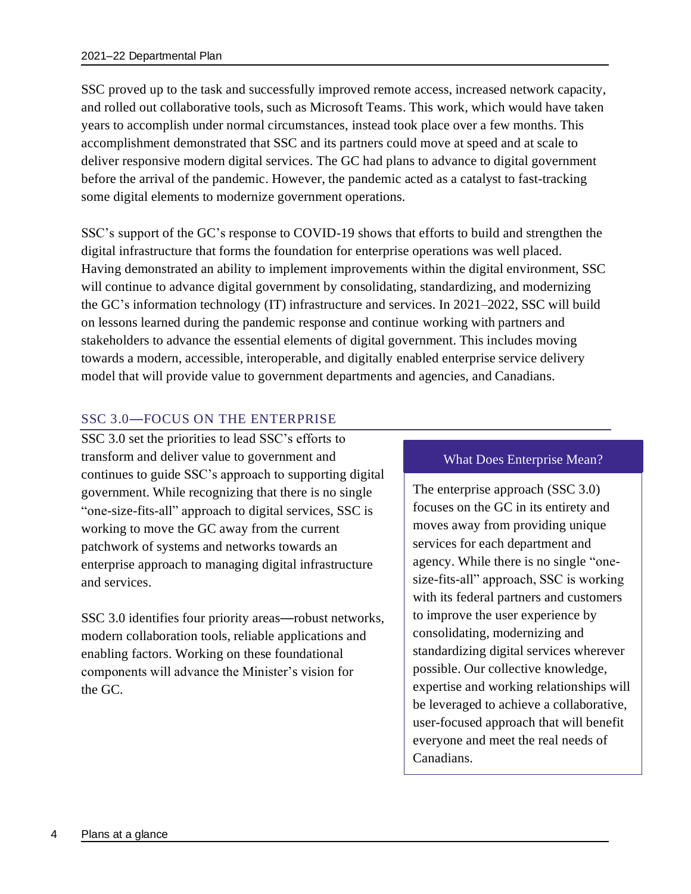SSC proved up to the task and successfully improved remote access, increased network capacity, and rolled out collaborative tools, such as Microsoft Teams. This work, which would have taken years to accomplish under normal circumstances, instead took place over a few months. This accomplishment demonstrated that SSC and its partners could move at speed and at scale to deliver responsive modern digital services. The GC had plans to advance to digital government before the arrival of the pandemic. However, the pandemic acted as a catalyst to fast-tracking some digital elements to modernize government operations.

SSC's support of the GC's response to COVID-19 shows that efforts to build and strengthen the digital infrastructure that forms the foundation for enterprise operations was well placed. Having demonstrated an ability to implement improvements within the digital environment, SSC will continue to advance digital government by consolidating, standardizing, and modernizing the GC's information technology (IT) infrastructure and services. In 2021–2022, SSC will build on lessons learned during the pandemic response and continue working with partners and stakeholders to advance the essential elements of digital government. This includes moving towards a modern, accessible, interoperable, and digitally enabled enterprise service delivery model that will provide value to government departments and agencies, and Canadians.

## SSC 3.0—FOCUS ON THE ENTERPRISE

SSC 3.0 set the priorities to lead SSC's efforts to transform and deliver value to government and continues to guide SSC's approach to supporting digital government. While recognizing that there is no single "one-size-fits-all" approach to digital services, SSC is working to move the GC away from the current patchwork of systems and networks towards an enterprise approach to managing digital infrastructure and services.

SSC 3.0 identifies four priority areas—robust networks, modern collaboration tools, reliable applications and enabling factors. Working on these foundational components will advance the Minister's vision for the GC.

### What Does Enterprise Mean?

The enterprise approach (SSC 3.0) focuses on the GC in its entirety and moves away from providing unique services for each department and agency. While there is no single "one-size-fits-all" approach, SSC is working with its federal partners and customers to improve the user experience by consolidating, modernizing and standardizing digital services wherever possible. Our collective knowledge, expertise and working relationships will be leveraged to achieve a collaborative, user-focused approach that will benefit everyone and meet the real needs of Canadians.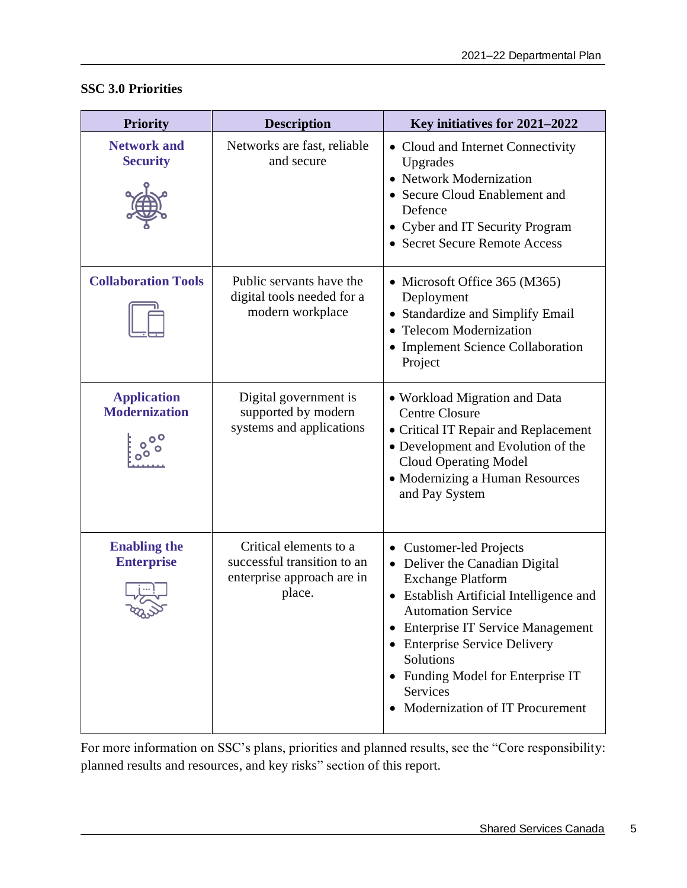**SSC 3.0 Priorities**

| Priority | Description | Key initiatives for 2021–2022 |
|---|---|---|
| **Network and Security** | Networks are fast, reliable and secure | • Cloud and Internet Connectivity Upgrades<br>• Network Modernization<br>• Secure Cloud Enablement and Defence<br>• Cyber and IT Security Program<br>• Secret Secure Remote Access |
| **Collaboration Tools** | Public servants have the digital tools needed for a modern workplace | • Microsoft Office 365 (M365) Deployment<br>• Standardize and Simplify Email<br>• Telecom Modernization<br>• Implement Science Collaboration Project |
| **Application Modernization** | Digital government is supported by modern systems and applications | • Workload Migration and Data Centre Closure<br>• Critical IT Repair and Replacement<br>• Development and Evolution of the Cloud Operating Model<br>• Modernizing a Human Resources and Pay System |
| **Enabling the Enterprise** | Critical elements to a successful transition to an enterprise approach are in place. | • Customer-led Projects<br>• Deliver the Canadian Digital Exchange Platform<br>• Establish Artificial Intelligence and Automation Service<br>• Enterprise IT Service Management<br>• Enterprise Service Delivery Solutions<br>• Funding Model for Enterprise IT Services<br>• Modernization of IT Procurement |

For more information on SSC's plans, priorities and planned results, see the "Core responsibility: planned results and resources, and key risks" section of this report.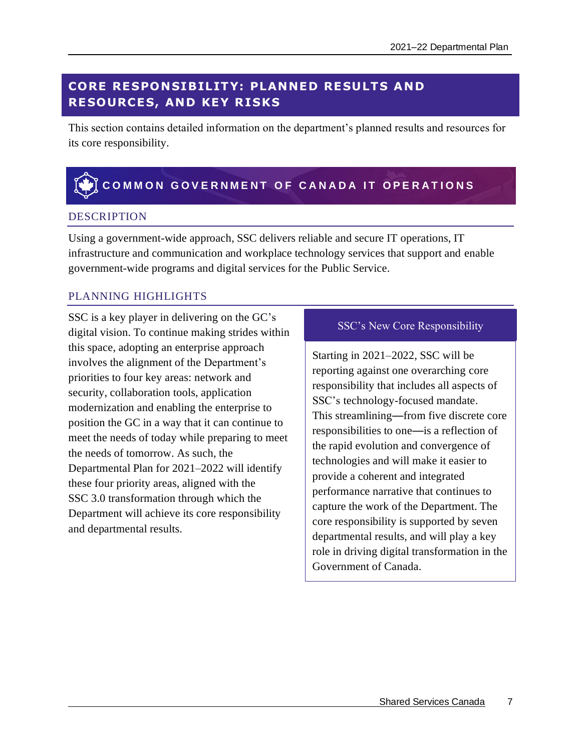# CORE RESPONSIBILITY: PLANNED RESULTS AND RESOURCES, AND KEY RISKS

This section contains detailed information on the department's planned results and resources for its core responsibility.

## COMMON GOVERNMENT OF CANADA IT OPERATIONS

### DESCRIPTION

Using a government-wide approach, SSC delivers reliable and secure IT operations, IT infrastructure and communication and workplace technology services that support and enable government-wide programs and digital services for the Public Service.

### PLANNING HIGHLIGHTS

SSC is a key player in delivering on the GC's digital vision. To continue making strides within this space, adopting an enterprise approach involves the alignment of the Department's priorities to four key areas: network and security, collaboration tools, application modernization and enabling the enterprise to position the GC in a way that it can continue to meet the needs of today while preparing to meet the needs of tomorrow. As such, the Departmental Plan for 2021–2022 will identify these four priority areas, aligned with the SSC 3.0 transformation through which the Department will achieve its core responsibility and departmental results.

> **SSC's New Core Responsibility**
>
> Starting in 2021–2022, SSC will be reporting against one overarching core responsibility that includes all aspects of SSC's technology-focused mandate. This streamlining—from five discrete core responsibilities to one—is a reflection of the rapid evolution and convergence of technologies and will make it easier to provide a coherent and integrated performance narrative that continues to capture the work of the Department. The core responsibility is supported by seven departmental results, and will play a key role in driving digital transformation in the Government of Canada.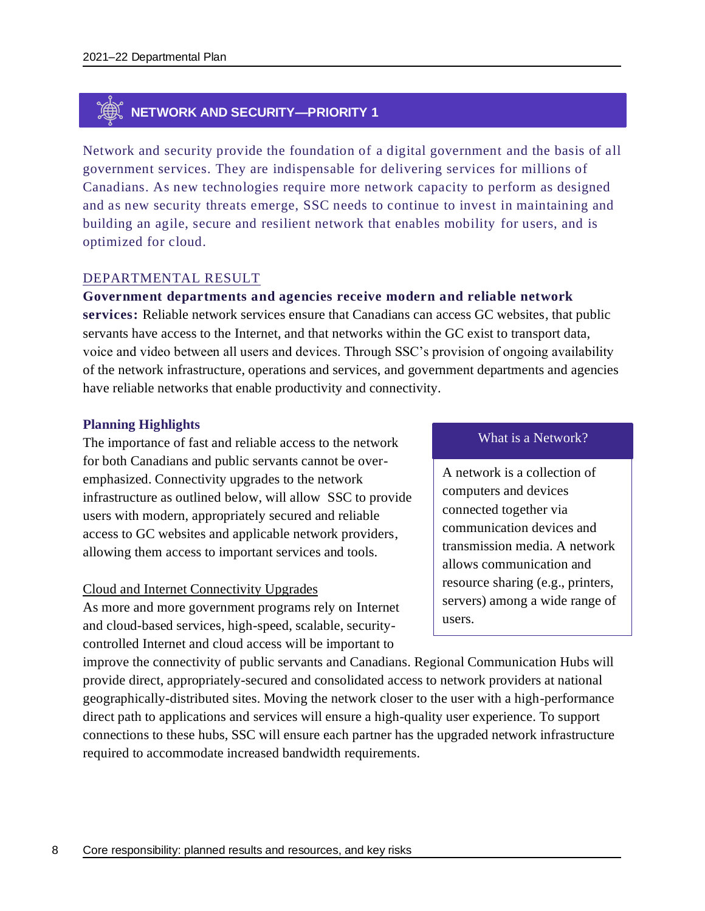## NETWORK AND SECURITY—PRIORITY 1

Network and security provide the foundation of a digital government and the basis of all government services. They are indispensable for delivering services for millions of Canadians. As new technologies require more network capacity to perform as designed and as new security threats emerge, SSC needs to continue to invest in maintaining and building an agile, secure and resilient network that enables mobility for users, and is optimized for cloud.

### DEPARTMENTAL RESULT

**Government departments and agencies receive modern and reliable network services:** Reliable network services ensure that Canadians can access GC websites, that public servants have access to the Internet, and that networks within the GC exist to transport data, voice and video between all users and devices. Through SSC's provision of ongoing availability of the network infrastructure, operations and services, and government departments and agencies have reliable networks that enable productivity and connectivity.

### Planning Highlights

The importance of fast and reliable access to the network for both Canadians and public servants cannot be over-emphasized. Connectivity upgrades to the network infrastructure as outlined below, will allow SSC to provide users with modern, appropriately secured and reliable access to GC websites and applicable network providers, allowing them access to important services and tools.

> **What is a Network?**
>
> A network is a collection of computers and devices connected together via communication devices and transmission media. A network allows communication and resource sharing (e.g., printers, servers) among a wide range of users.

#### Cloud and Internet Connectivity Upgrades

As more and more government programs rely on Internet and cloud-based services, high-speed, scalable, security-controlled Internet and cloud access will be important to improve the connectivity of public servants and Canadians. Regional Communication Hubs will provide direct, appropriately-secured and consolidated access to network providers at national geographically-distributed sites. Moving the network closer to the user with a high-performance direct path to applications and services will ensure a high-quality user experience. To support connections to these hubs, SSC will ensure each partner has the upgraded network infrastructure required to accommodate increased bandwidth requirements.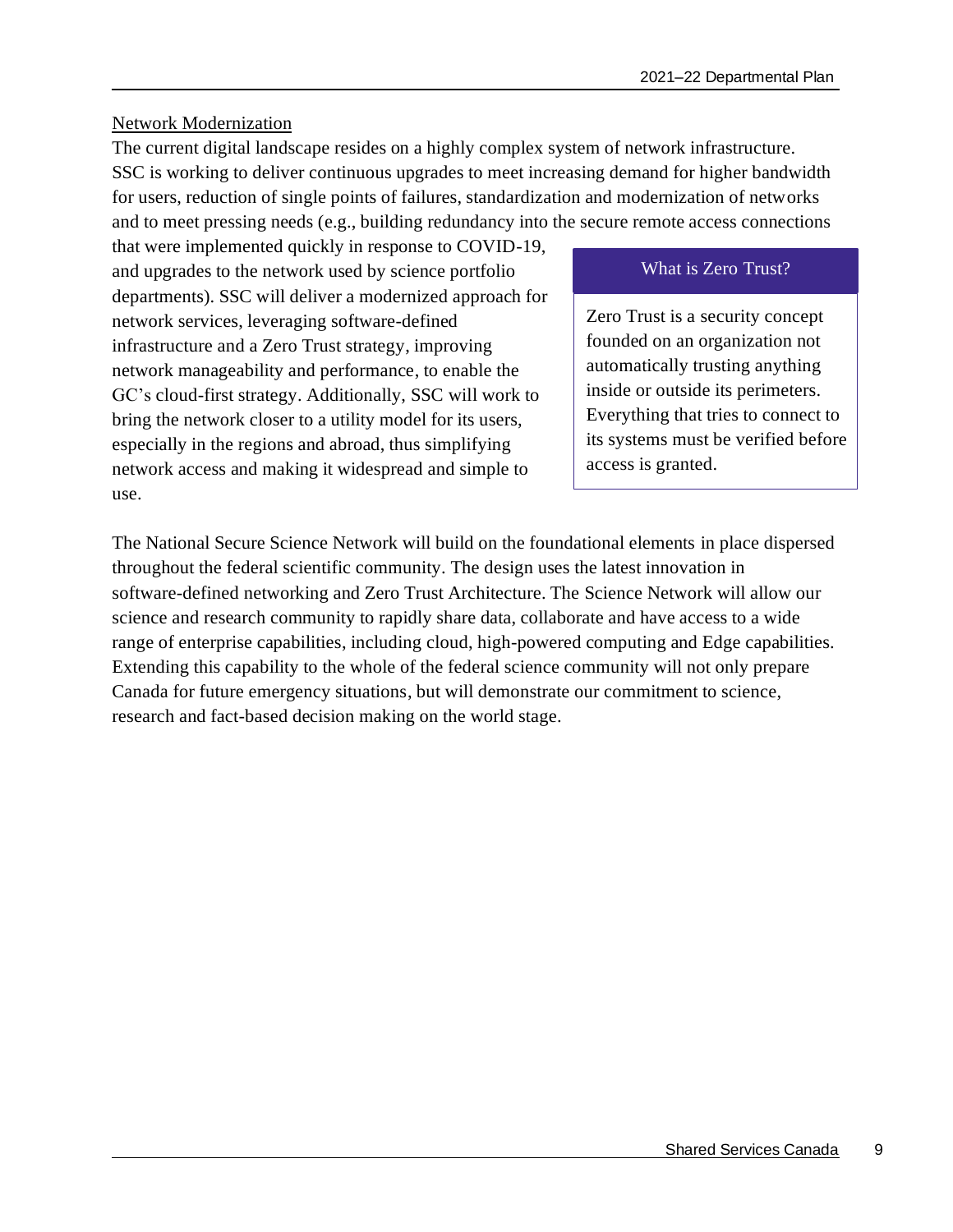Network Modernization

The current digital landscape resides on a highly complex system of network infrastructure. SSC is working to deliver continuous upgrades to meet increasing demand for higher bandwidth for users, reduction of single points of failures, standardization and modernization of networks and to meet pressing needs (e.g., building redundancy into the secure remote access connections that were implemented quickly in response to COVID-19, and upgrades to the network used by science portfolio departments). SSC will deliver a modernized approach for network services, leveraging software-defined infrastructure and a Zero Trust strategy, improving network manageability and performance, to enable the GC's cloud-first strategy. Additionally, SSC will work to bring the network closer to a utility model for its users, especially in the regions and abroad, thus simplifying network access and making it widespread and simple to use.

> **What is Zero Trust?**
>
> Zero Trust is a security concept founded on an organization not automatically trusting anything inside or outside its perimeters. Everything that tries to connect to its systems must be verified before access is granted.

The National Secure Science Network will build on the foundational elements in place dispersed throughout the federal scientific community. The design uses the latest innovation in software-defined networking and Zero Trust Architecture. The Science Network will allow our science and research community to rapidly share data, collaborate and have access to a wide range of enterprise capabilities, including cloud, high-powered computing and Edge capabilities. Extending this capability to the whole of the federal science community will not only prepare Canada for future emergency situations, but will demonstrate our commitment to science, research and fact-based decision making on the world stage.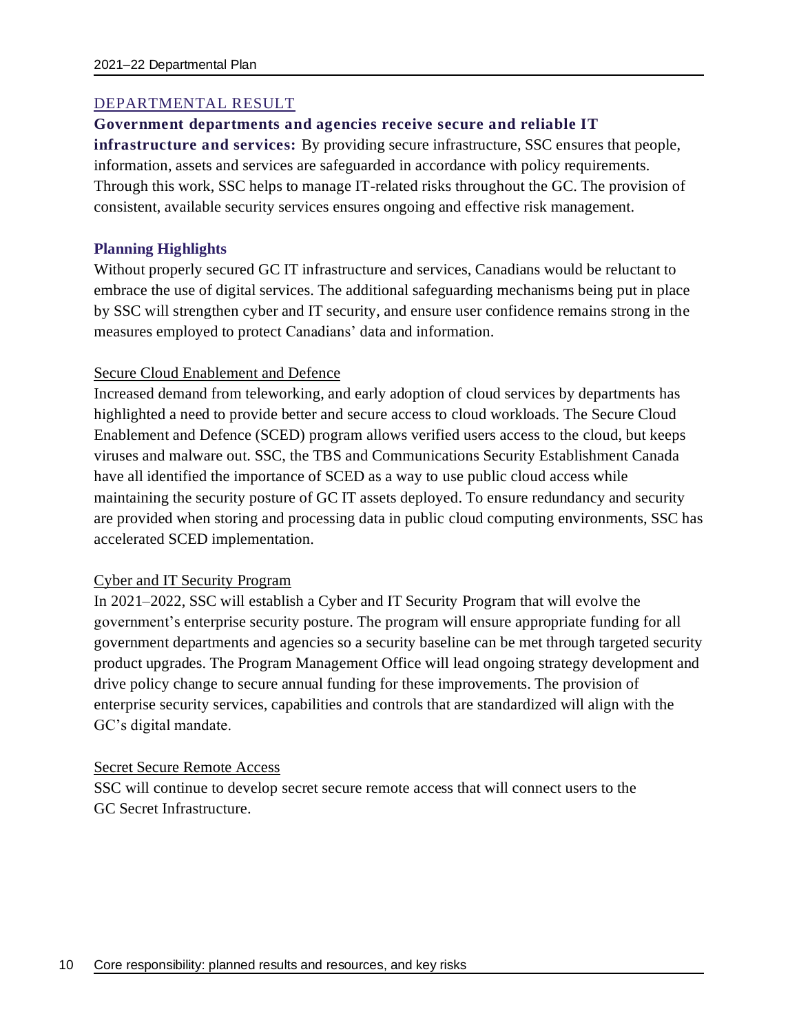## DEPARTMENTAL RESULT

**Government departments and agencies receive secure and reliable IT infrastructure and services:** By providing secure infrastructure, SSC ensures that people, information, assets and services are safeguarded in accordance with policy requirements. Through this work, SSC helps to manage IT-related risks throughout the GC. The provision of consistent, available security services ensures ongoing and effective risk management.

### Planning Highlights

Without properly secured GC IT infrastructure and services, Canadians would be reluctant to embrace the use of digital services. The additional safeguarding mechanisms being put in place by SSC will strengthen cyber and IT security, and ensure user confidence remains strong in the measures employed to protect Canadians' data and information.

#### Secure Cloud Enablement and Defence

Increased demand from teleworking, and early adoption of cloud services by departments has highlighted a need to provide better and secure access to cloud workloads. The Secure Cloud Enablement and Defence (SCED) program allows verified users access to the cloud, but keeps viruses and malware out. SSC, the TBS and Communications Security Establishment Canada have all identified the importance of SCED as a way to use public cloud access while maintaining the security posture of GC IT assets deployed. To ensure redundancy and security are provided when storing and processing data in public cloud computing environments, SSC has accelerated SCED implementation.

#### Cyber and IT Security Program

In 2021–2022, SSC will establish a Cyber and IT Security Program that will evolve the government's enterprise security posture. The program will ensure appropriate funding for all government departments and agencies so a security baseline can be met through targeted security product upgrades. The Program Management Office will lead ongoing strategy development and drive policy change to secure annual funding for these improvements. The provision of enterprise security services, capabilities and controls that are standardized will align with the GC's digital mandate.

#### Secret Secure Remote Access

SSC will continue to develop secret secure remote access that will connect users to the GC Secret Infrastructure.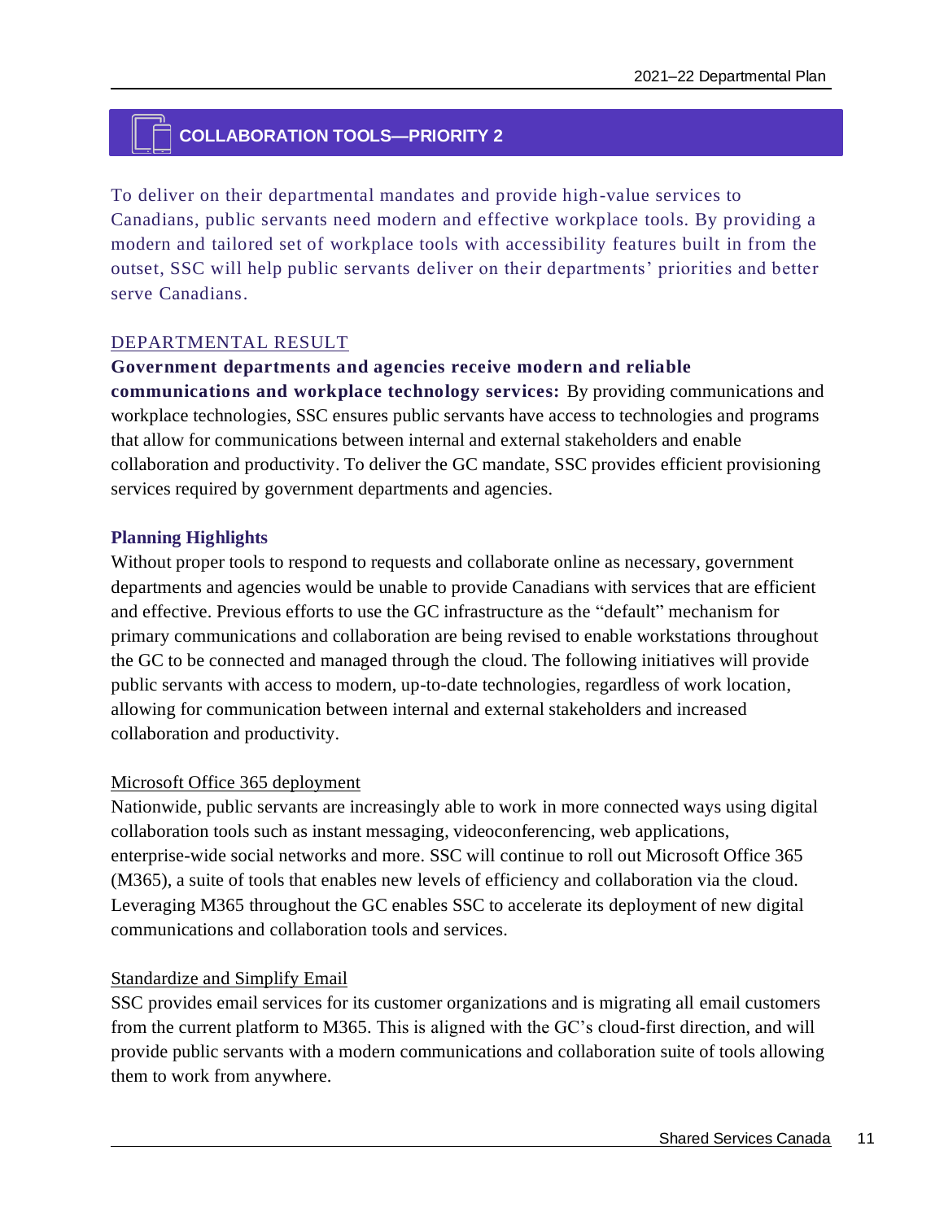## COLLABORATION TOOLS—PRIORITY 2

To deliver on their departmental mandates and provide high-value services to Canadians, public servants need modern and effective workplace tools. By providing a modern and tailored set of workplace tools with accessibility features built in from the outset, SSC will help public servants deliver on their departments' priorities and better serve Canadians.

### DEPARTMENTAL RESULT

**Government departments and agencies receive modern and reliable communications and workplace technology services:** By providing communications and workplace technologies, SSC ensures public servants have access to technologies and programs that allow for communications between internal and external stakeholders and enable collaboration and productivity. To deliver the GC mandate, SSC provides efficient provisioning services required by government departments and agencies.

### Planning Highlights

Without proper tools to respond to requests and collaborate online as necessary, government departments and agencies would be unable to provide Canadians with services that are efficient and effective. Previous efforts to use the GC infrastructure as the "default" mechanism for primary communications and collaboration are being revised to enable workstations throughout the GC to be connected and managed through the cloud. The following initiatives will provide public servants with access to modern, up-to-date technologies, regardless of work location, allowing for communication between internal and external stakeholders and increased collaboration and productivity.

#### Microsoft Office 365 deployment

Nationwide, public servants are increasingly able to work in more connected ways using digital collaboration tools such as instant messaging, videoconferencing, web applications, enterprise-wide social networks and more. SSC will continue to roll out Microsoft Office 365 (M365), a suite of tools that enables new levels of efficiency and collaboration via the cloud. Leveraging M365 throughout the GC enables SSC to accelerate its deployment of new digital communications and collaboration tools and services.

#### Standardize and Simplify Email

SSC provides email services for its customer organizations and is migrating all email customers from the current platform to M365. This is aligned with the GC's cloud-first direction, and will provide public servants with a modern communications and collaboration suite of tools allowing them to work from anywhere.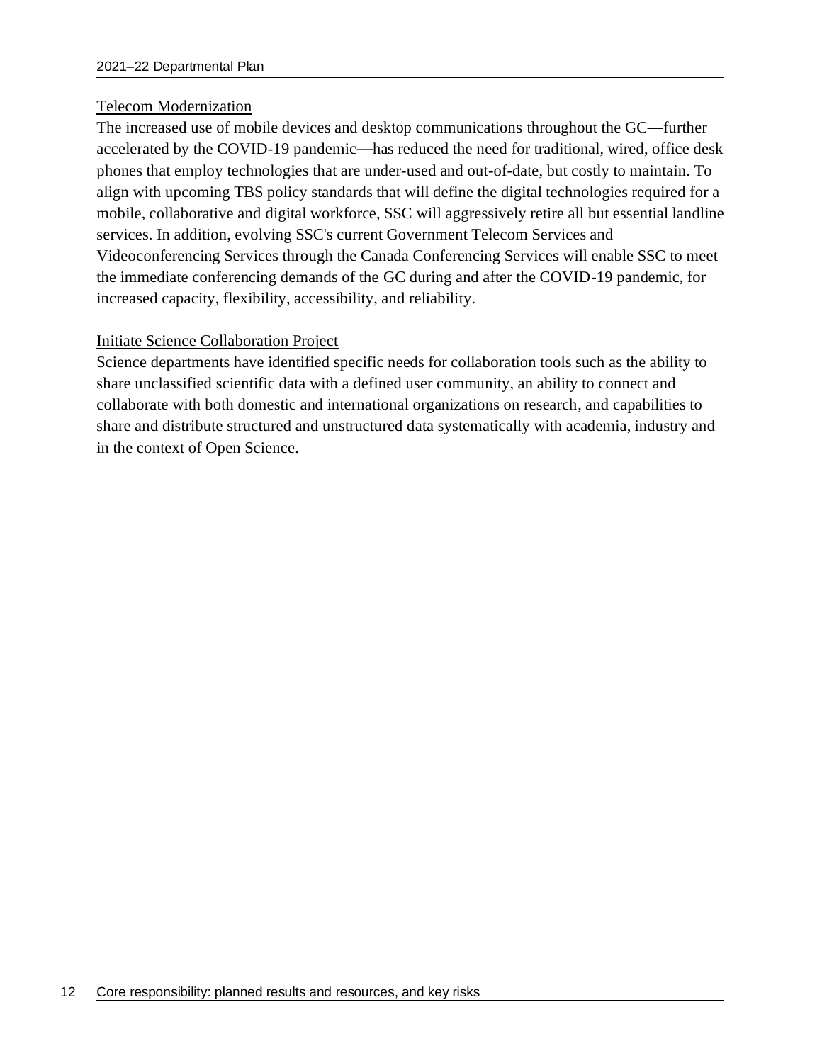Telecom Modernization

The increased use of mobile devices and desktop communications throughout the GC—further accelerated by the COVID-19 pandemic—has reduced the need for traditional, wired, office desk phones that employ technologies that are under-used and out-of-date, but costly to maintain. To align with upcoming TBS policy standards that will define the digital technologies required for a mobile, collaborative and digital workforce, SSC will aggressively retire all but essential landline services. In addition, evolving SSC's current Government Telecom Services and Videoconferencing Services through the Canada Conferencing Services will enable SSC to meet the immediate conferencing demands of the GC during and after the COVID-19 pandemic, for increased capacity, flexibility, accessibility, and reliability.

Initiate Science Collaboration Project

Science departments have identified specific needs for collaboration tools such as the ability to share unclassified scientific data with a defined user community, an ability to connect and collaborate with both domestic and international organizations on research, and capabilities to share and distribute structured and unstructured data systematically with academia, industry and in the context of Open Science.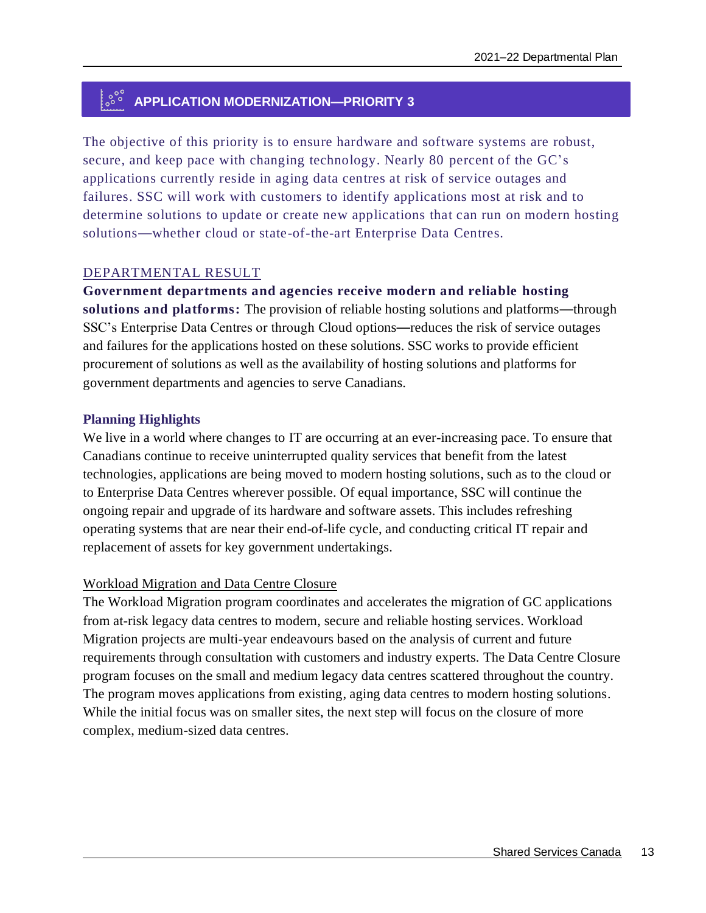## APPLICATION MODERNIZATION—PRIORITY 3

The objective of this priority is to ensure hardware and software systems are robust, secure, and keep pace with changing technology. Nearly 80 percent of the GC's applications currently reside in aging data centres at risk of service outages and failures. SSC will work with customers to identify applications most at risk and to determine solutions to update or create new applications that can run on modern hosting solutions—whether cloud or state-of-the-art Enterprise Data Centres.

### DEPARTMENTAL RESULT

**Government departments and agencies receive modern and reliable hosting solutions and platforms:** The provision of reliable hosting solutions and platforms—through SSC's Enterprise Data Centres or through Cloud options—reduces the risk of service outages and failures for the applications hosted on these solutions. SSC works to provide efficient procurement of solutions as well as the availability of hosting solutions and platforms for government departments and agencies to serve Canadians.

### Planning Highlights

We live in a world where changes to IT are occurring at an ever-increasing pace. To ensure that Canadians continue to receive uninterrupted quality services that benefit from the latest technologies, applications are being moved to modern hosting solutions, such as to the cloud or to Enterprise Data Centres wherever possible. Of equal importance, SSC will continue the ongoing repair and upgrade of its hardware and software assets. This includes refreshing operating systems that are near their end-of-life cycle, and conducting critical IT repair and replacement of assets for key government undertakings.

#### Workload Migration and Data Centre Closure

The Workload Migration program coordinates and accelerates the migration of GC applications from at-risk legacy data centres to modern, secure and reliable hosting services. Workload Migration projects are multi-year endeavours based on the analysis of current and future requirements through consultation with customers and industry experts. The Data Centre Closure program focuses on the small and medium legacy data centres scattered throughout the country. The program moves applications from existing, aging data centres to modern hosting solutions. While the initial focus was on smaller sites, the next step will focus on the closure of more complex, medium-sized data centres.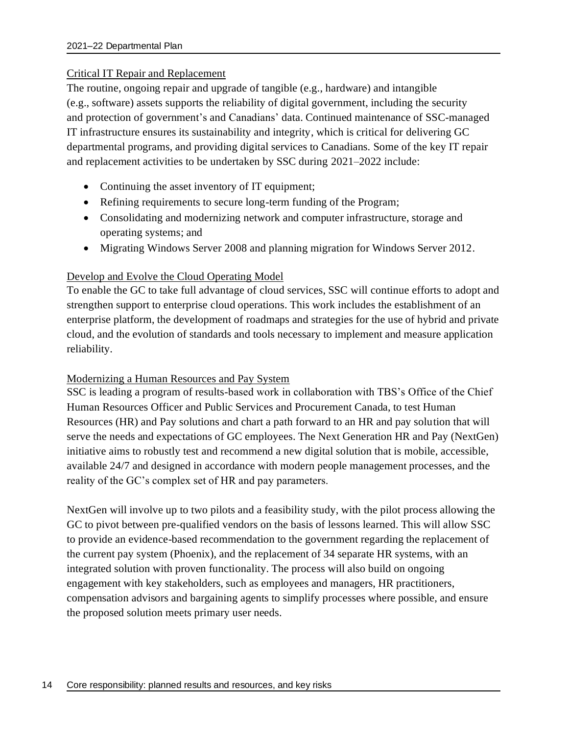### Critical IT Repair and Replacement

The routine, ongoing repair and upgrade of tangible (e.g., hardware) and intangible (e.g., software) assets supports the reliability of digital government, including the security and protection of government's and Canadians' data. Continued maintenance of SSC-managed IT infrastructure ensures its sustainability and integrity, which is critical for delivering GC departmental programs, and providing digital services to Canadians. Some of the key IT repair and replacement activities to be undertaken by SSC during 2021–2022 include:

- Continuing the asset inventory of IT equipment;
- Refining requirements to secure long-term funding of the Program;
- Consolidating and modernizing network and computer infrastructure, storage and operating systems; and
- Migrating Windows Server 2008 and planning migration for Windows Server 2012.

### Develop and Evolve the Cloud Operating Model

To enable the GC to take full advantage of cloud services, SSC will continue efforts to adopt and strengthen support to enterprise cloud operations. This work includes the establishment of an enterprise platform, the development of roadmaps and strategies for the use of hybrid and private cloud, and the evolution of standards and tools necessary to implement and measure application reliability.

### Modernizing a Human Resources and Pay System

SSC is leading a program of results-based work in collaboration with TBS's Office of the Chief Human Resources Officer and Public Services and Procurement Canada, to test Human Resources (HR) and Pay solutions and chart a path forward to an HR and pay solution that will serve the needs and expectations of GC employees. The Next Generation HR and Pay (NextGen) initiative aims to robustly test and recommend a new digital solution that is mobile, accessible, available 24/7 and designed in accordance with modern people management processes, and the reality of the GC's complex set of HR and pay parameters.

NextGen will involve up to two pilots and a feasibility study, with the pilot process allowing the GC to pivot between pre-qualified vendors on the basis of lessons learned. This will allow SSC to provide an evidence-based recommendation to the government regarding the replacement of the current pay system (Phoenix), and the replacement of 34 separate HR systems, with an integrated solution with proven functionality. The process will also build on ongoing engagement with key stakeholders, such as employees and managers, HR practitioners, compensation advisors and bargaining agents to simplify processes where possible, and ensure the proposed solution meets primary user needs.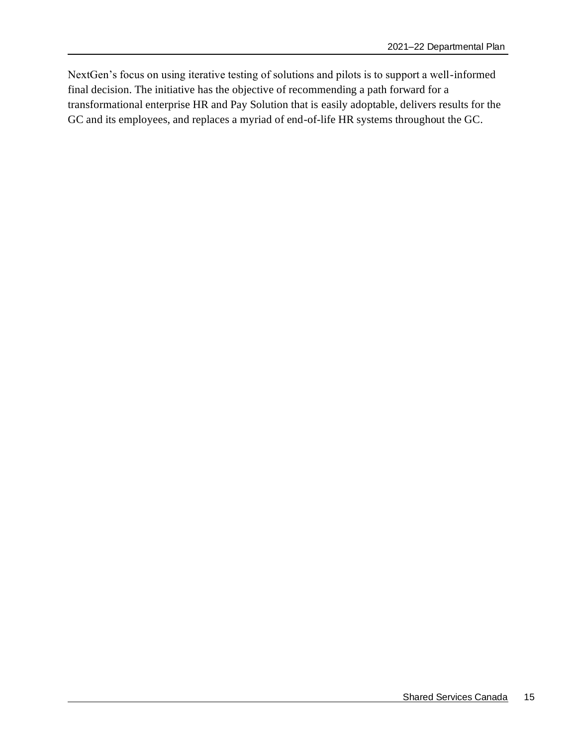NextGen's focus on using iterative testing of solutions and pilots is to support a well-informed final decision. The initiative has the objective of recommending a path forward for a transformational enterprise HR and Pay Solution that is easily adoptable, delivers results for the GC and its employees, and replaces a myriad of end-of-life HR systems throughout the GC.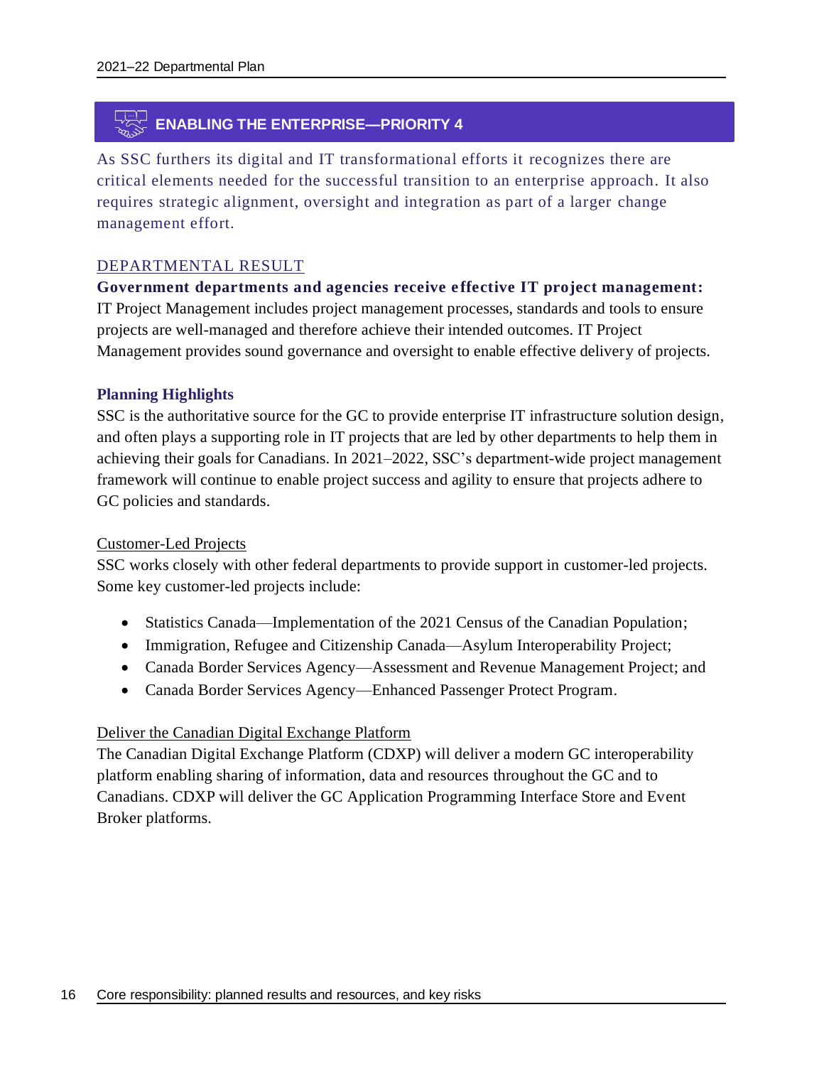## ENABLING THE ENTERPRISE—PRIORITY 4

As SSC furthers its digital and IT transformational efforts it recognizes there are critical elements needed for the successful transition to an enterprise approach. It also requires strategic alignment, oversight and integration as part of a larger change management effort.

### DEPARTMENTAL RESULT

**Government departments and agencies receive effective IT project management:** IT Project Management includes project management processes, standards and tools to ensure projects are well-managed and therefore achieve their intended outcomes. IT Project Management provides sound governance and oversight to enable effective delivery of projects.

#### Planning Highlights

SSC is the authoritative source for the GC to provide enterprise IT infrastructure solution design, and often plays a supporting role in IT projects that are led by other departments to help them in achieving their goals for Canadians. In 2021–2022, SSC's department-wide project management framework will continue to enable project success and agility to ensure that projects adhere to GC policies and standards.

##### Customer-Led Projects

SSC works closely with other federal departments to provide support in customer-led projects. Some key customer-led projects include:

- Statistics Canada—Implementation of the 2021 Census of the Canadian Population;
- Immigration, Refugee and Citizenship Canada—Asylum Interoperability Project;
- Canada Border Services Agency—Assessment and Revenue Management Project; and
- Canada Border Services Agency—Enhanced Passenger Protect Program.

##### Deliver the Canadian Digital Exchange Platform

The Canadian Digital Exchange Platform (CDXP) will deliver a modern GC interoperability platform enabling sharing of information, data and resources throughout the GC and to Canadians. CDXP will deliver the GC Application Programming Interface Store and Event Broker platforms.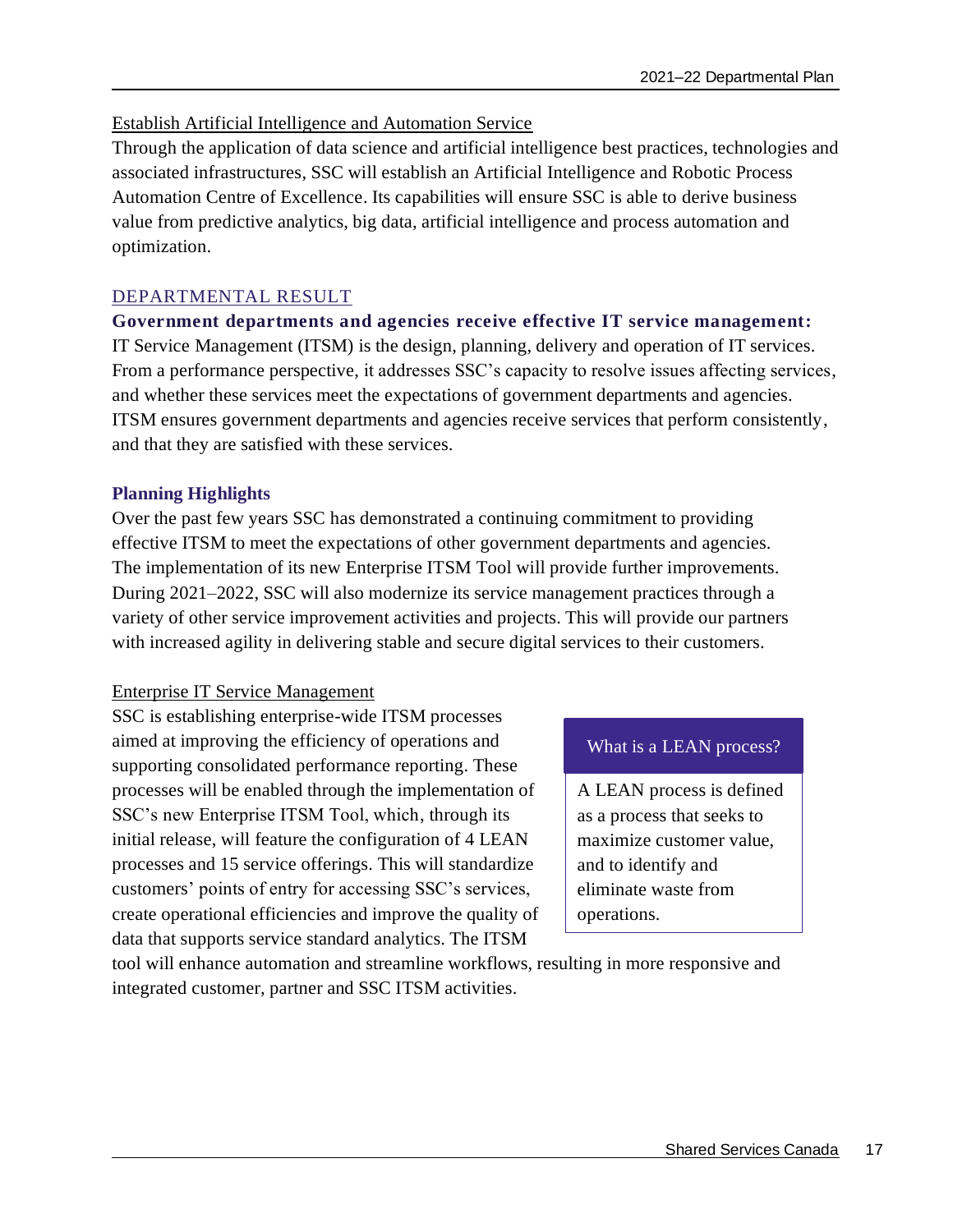Establish Artificial Intelligence and Automation Service

Through the application of data science and artificial intelligence best practices, technologies and associated infrastructures, SSC will establish an Artificial Intelligence and Robotic Process Automation Centre of Excellence. Its capabilities will ensure SSC is able to derive business value from predictive analytics, big data, artificial intelligence and process automation and optimization.

## DEPARTMENTAL RESULT

**Government departments and agencies receive effective IT service management:**
IT Service Management (ITSM) is the design, planning, delivery and operation of IT services. From a performance perspective, it addresses SSC's capacity to resolve issues affecting services, and whether these services meet the expectations of government departments and agencies. ITSM ensures government departments and agencies receive services that perform consistently, and that they are satisfied with these services.

### Planning Highlights

Over the past few years SSC has demonstrated a continuing commitment to providing effective ITSM to meet the expectations of other government departments and agencies. The implementation of its new Enterprise ITSM Tool will provide further improvements. During 2021–2022, SSC will also modernize its service management practices through a variety of other service improvement activities and projects. This will provide our partners with increased agility in delivering stable and secure digital services to their customers.

Enterprise IT Service Management

SSC is establishing enterprise-wide ITSM processes aimed at improving the efficiency of operations and supporting consolidated performance reporting. These processes will be enabled through the implementation of SSC's new Enterprise ITSM Tool, which, through its initial release, will feature the configuration of 4 LEAN processes and 15 service offerings. This will standardize customers' points of entry for accessing SSC's services, create operational efficiencies and improve the quality of data that supports service standard analytics. The ITSM tool will enhance automation and streamline workflows, resulting in more responsive and integrated customer, partner and SSC ITSM activities.

> **What is a LEAN process?**
>
> A LEAN process is defined as a process that seeks to maximize customer value, and to identify and eliminate waste from operations.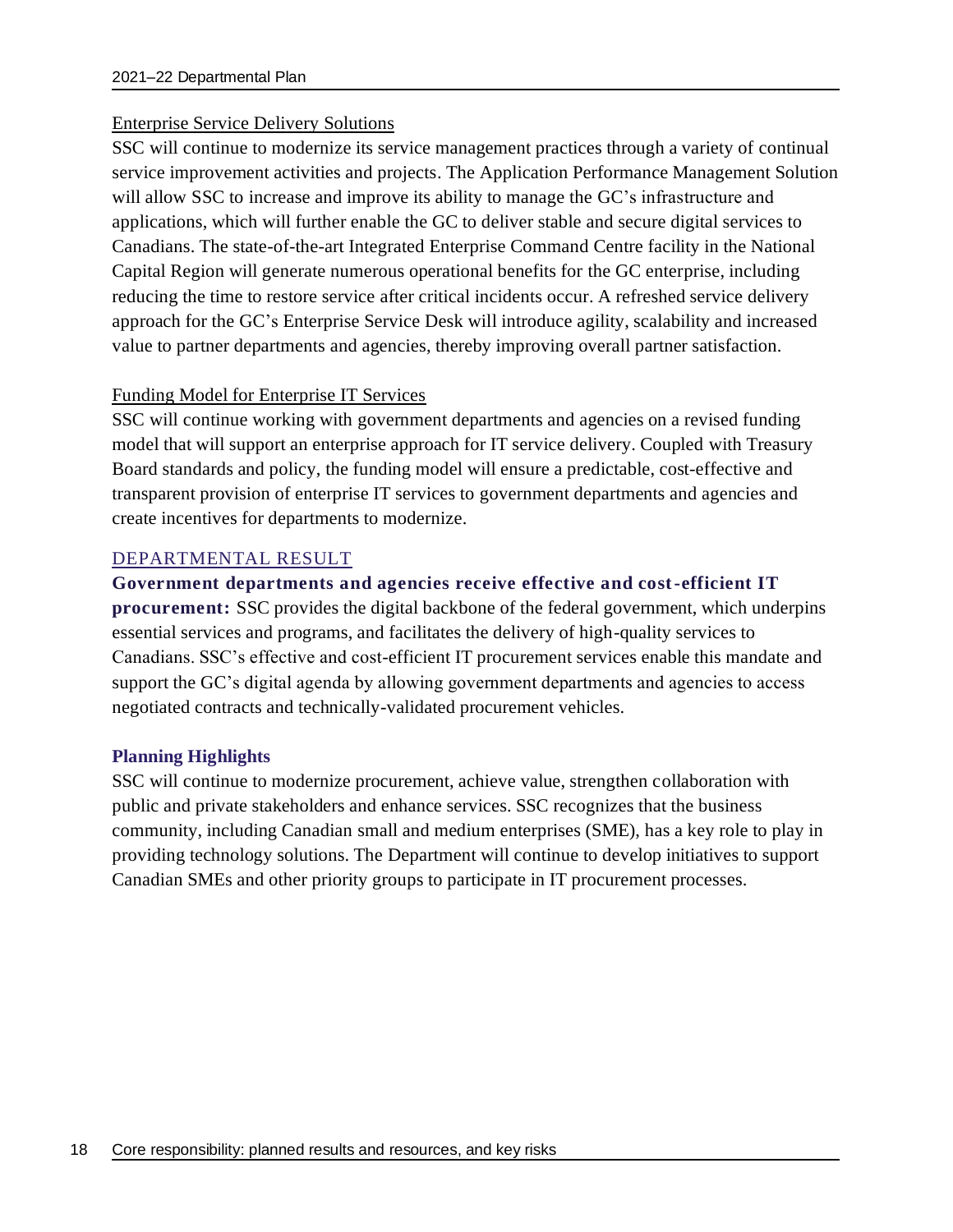Enterprise Service Delivery Solutions

SSC will continue to modernize its service management practices through a variety of continual service improvement activities and projects. The Application Performance Management Solution will allow SSC to increase and improve its ability to manage the GC's infrastructure and applications, which will further enable the GC to deliver stable and secure digital services to Canadians. The state-of-the-art Integrated Enterprise Command Centre facility in the National Capital Region will generate numerous operational benefits for the GC enterprise, including reducing the time to restore service after critical incidents occur. A refreshed service delivery approach for the GC's Enterprise Service Desk will introduce agility, scalability and increased value to partner departments and agencies, thereby improving overall partner satisfaction.

Funding Model for Enterprise IT Services

SSC will continue working with government departments and agencies on a revised funding model that will support an enterprise approach for IT service delivery. Coupled with Treasury Board standards and policy, the funding model will ensure a predictable, cost-effective and transparent provision of enterprise IT services to government departments and agencies and create incentives for departments to modernize.

## DEPARTMENTAL RESULT

**Government departments and agencies receive effective and cost-efficient IT procurement:** SSC provides the digital backbone of the federal government, which underpins essential services and programs, and facilitates the delivery of high-quality services to Canadians. SSC's effective and cost-efficient IT procurement services enable this mandate and support the GC's digital agenda by allowing government departments and agencies to access negotiated contracts and technically-validated procurement vehicles.

### Planning Highlights

SSC will continue to modernize procurement, achieve value, strengthen collaboration with public and private stakeholders and enhance services. SSC recognizes that the business community, including Canadian small and medium enterprises (SME), has a key role to play in providing technology solutions. The Department will continue to develop initiatives to support Canadian SMEs and other priority groups to participate in IT procurement processes.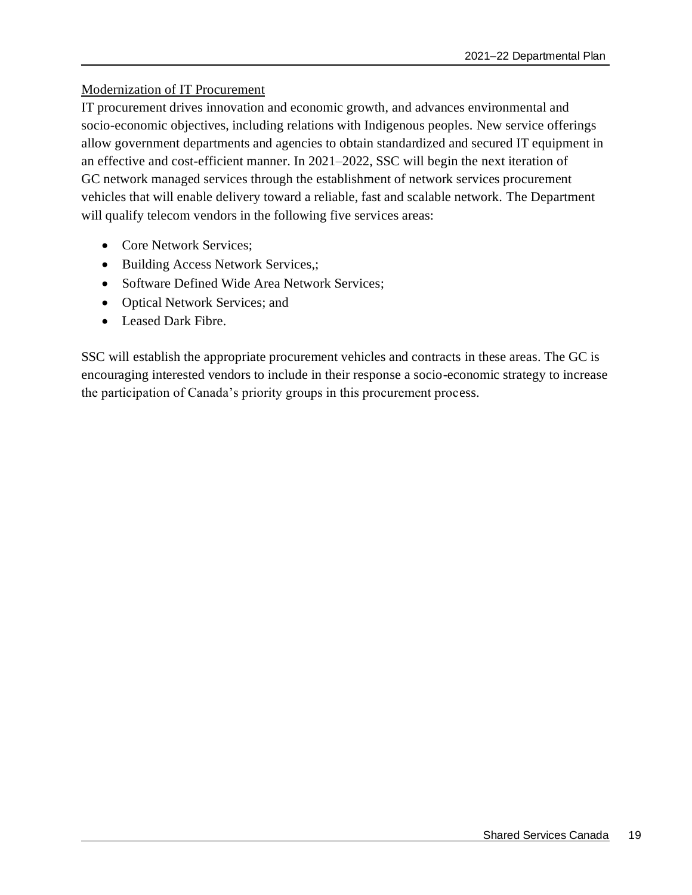Modernization of IT Procurement

IT procurement drives innovation and economic growth, and advances environmental and socio-economic objectives, including relations with Indigenous peoples. New service offerings allow government departments and agencies to obtain standardized and secured IT equipment in an effective and cost-efficient manner. In 2021–2022, SSC will begin the next iteration of GC network managed services through the establishment of network services procurement vehicles that will enable delivery toward a reliable, fast and scalable network. The Department will qualify telecom vendors in the following five services areas:

- Core Network Services;
- Building Access Network Services,;
- Software Defined Wide Area Network Services;
- Optical Network Services; and
- Leased Dark Fibre.

SSC will establish the appropriate procurement vehicles and contracts in these areas. The GC is encouraging interested vendors to include in their response a socio-economic strategy to increase the participation of Canada's priority groups in this procurement process.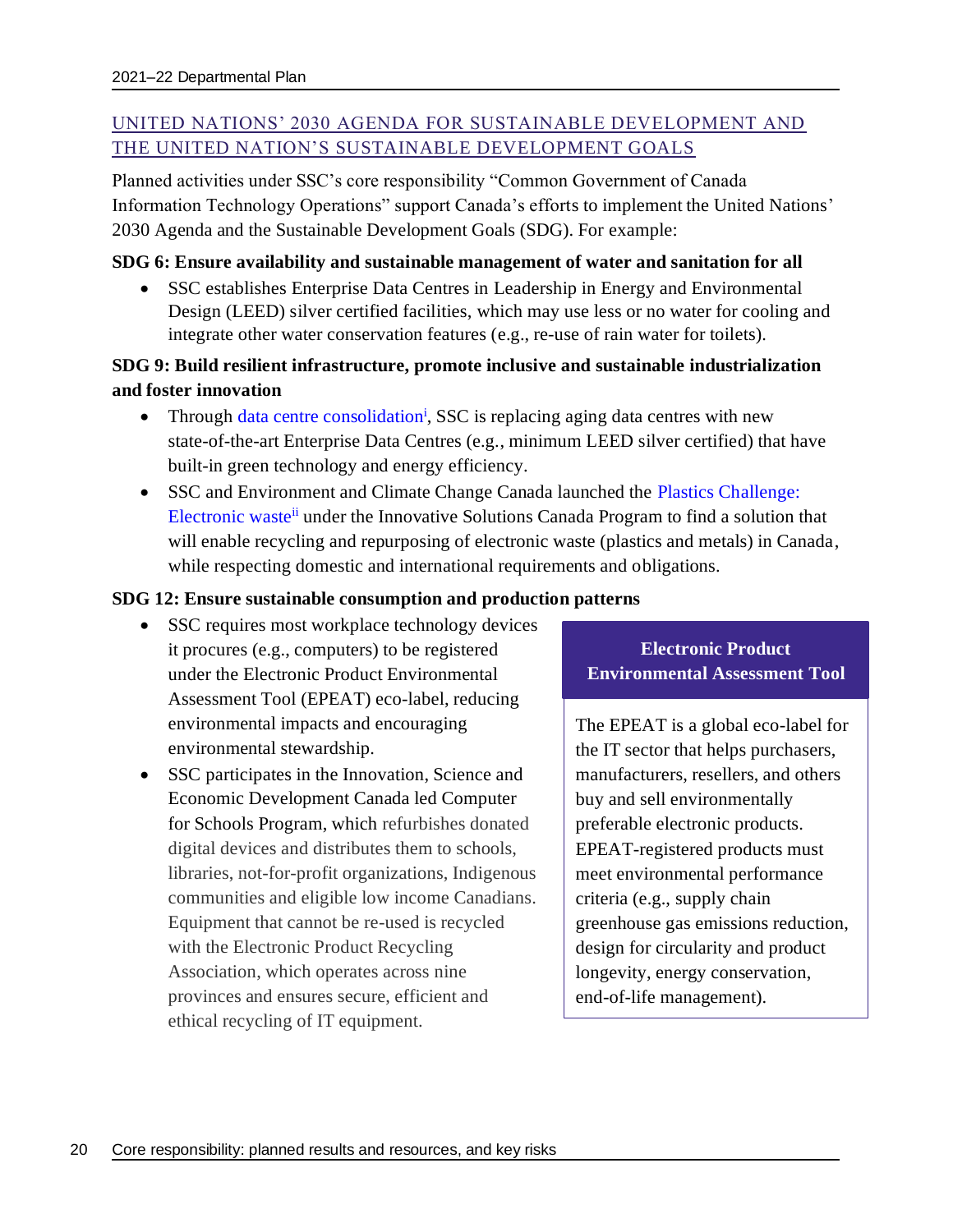## UNITED NATIONS' 2030 AGENDA FOR SUSTAINABLE DEVELOPMENT AND THE UNITED NATION'S SUSTAINABLE DEVELOPMENT GOALS

Planned activities under SSC's core responsibility "Common Government of Canada Information Technology Operations" support Canada's efforts to implement the United Nations' 2030 Agenda and the Sustainable Development Goals (SDG). For example:

**SDG 6: Ensure availability and sustainable management of water and sanitation for all**

- SSC establishes Enterprise Data Centres in Leadership in Energy and Environmental Design (LEED) silver certified facilities, which may use less or no water for cooling and integrate other water conservation features (e.g., re-use of rain water for toilets).

**SDG 9: Build resilient infrastructure, promote inclusive and sustainable industrialization and foster innovation**

- Through data centre consolidation[i], SSC is replacing aging data centres with new state-of-the-art Enterprise Data Centres (e.g., minimum LEED silver certified) that have built-in green technology and energy efficiency.
- SSC and Environment and Climate Change Canada launched the Plastics Challenge: Electronic waste[ii] under the Innovative Solutions Canada Program to find a solution that will enable recycling and repurposing of electronic waste (plastics and metals) in Canada, while respecting domestic and international requirements and obligations.

**SDG 12: Ensure sustainable consumption and production patterns**

- SSC requires most workplace technology devices it procures (e.g., computers) to be registered under the Electronic Product Environmental Assessment Tool (EPEAT) eco-label, reducing environmental impacts and encouraging environmental stewardship.
- SSC participates in the Innovation, Science and Economic Development Canada led Computer for Schools Program, which refurbishes donated digital devices and distributes them to schools, libraries, not-for-profit organizations, Indigenous communities and eligible low income Canadians. Equipment that cannot be re-used is recycled with the Electronic Product Recycling Association, which operates across nine provinces and ensures secure, efficient and ethical recycling of IT equipment.

**Electronic Product Environmental Assessment Tool**

The EPEAT is a global eco-label for the IT sector that helps purchasers, manufacturers, resellers, and others buy and sell environmentally preferable electronic products. EPEAT-registered products must meet environmental performance criteria (e.g., supply chain greenhouse gas emissions reduction, design for circularity and product longevity, energy conservation, end-of-life management).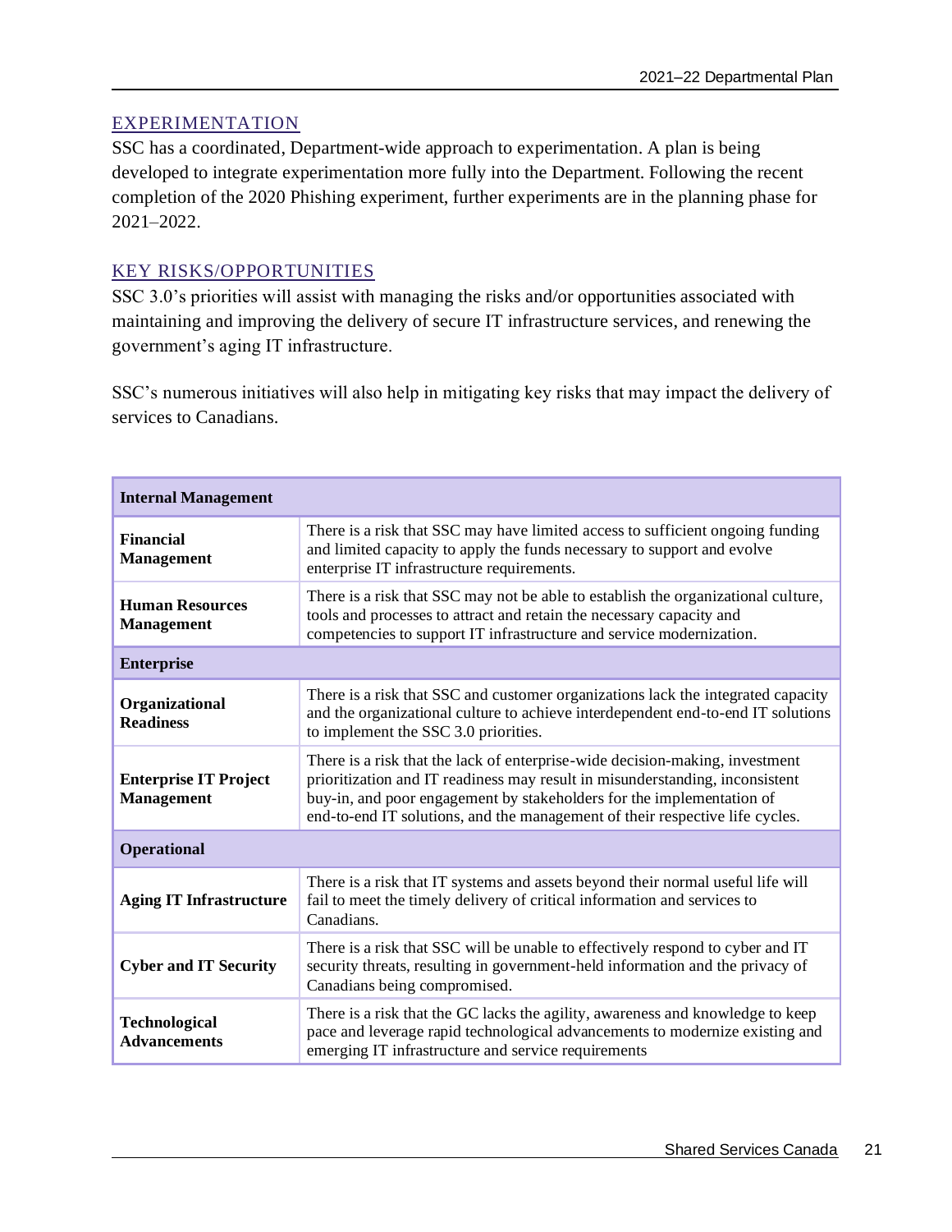## EXPERIMENTATION

SSC has a coordinated, Department-wide approach to experimentation. A plan is being developed to integrate experimentation more fully into the Department. Following the recent completion of the 2020 Phishing experiment, further experiments are in the planning phase for 2021–2022.

## KEY RISKS/OPPORTUNITIES

SSC 3.0's priorities will assist with managing the risks and/or opportunities associated with maintaining and improving the delivery of secure IT infrastructure services, and renewing the government's aging IT infrastructure.

SSC's numerous initiatives will also help in mitigating key risks that may impact the delivery of services to Canadians.

| **Internal Management** | |
|---|---|
| **Financial Management** | There is a risk that SSC may have limited access to sufficient ongoing funding and limited capacity to apply the funds necessary to support and evolve enterprise IT infrastructure requirements. |
| **Human Resources Management** | There is a risk that SSC may not be able to establish the organizational culture, tools and processes to attract and retain the necessary capacity and competencies to support IT infrastructure and service modernization. |
| **Enterprise** | |
| **Organizational Readiness** | There is a risk that SSC and customer organizations lack the integrated capacity and the organizational culture to achieve interdependent end-to-end IT solutions to implement the SSC 3.0 priorities. |
| **Enterprise IT Project Management** | There is a risk that the lack of enterprise-wide decision-making, investment prioritization and IT readiness may result in misunderstanding, inconsistent buy-in, and poor engagement by stakeholders for the implementation of end-to-end IT solutions, and the management of their respective life cycles. |
| **Operational** | |
| **Aging IT Infrastructure** | There is a risk that IT systems and assets beyond their normal useful life will fail to meet the timely delivery of critical information and services to Canadians. |
| **Cyber and IT Security** | There is a risk that SSC will be unable to effectively respond to cyber and IT security threats, resulting in government-held information and the privacy of Canadians being compromised. |
| **Technological Advancements** | There is a risk that the GC lacks the agility, awareness and knowledge to keep pace and leverage rapid technological advancements to modernize existing and emerging IT infrastructure and service requirements |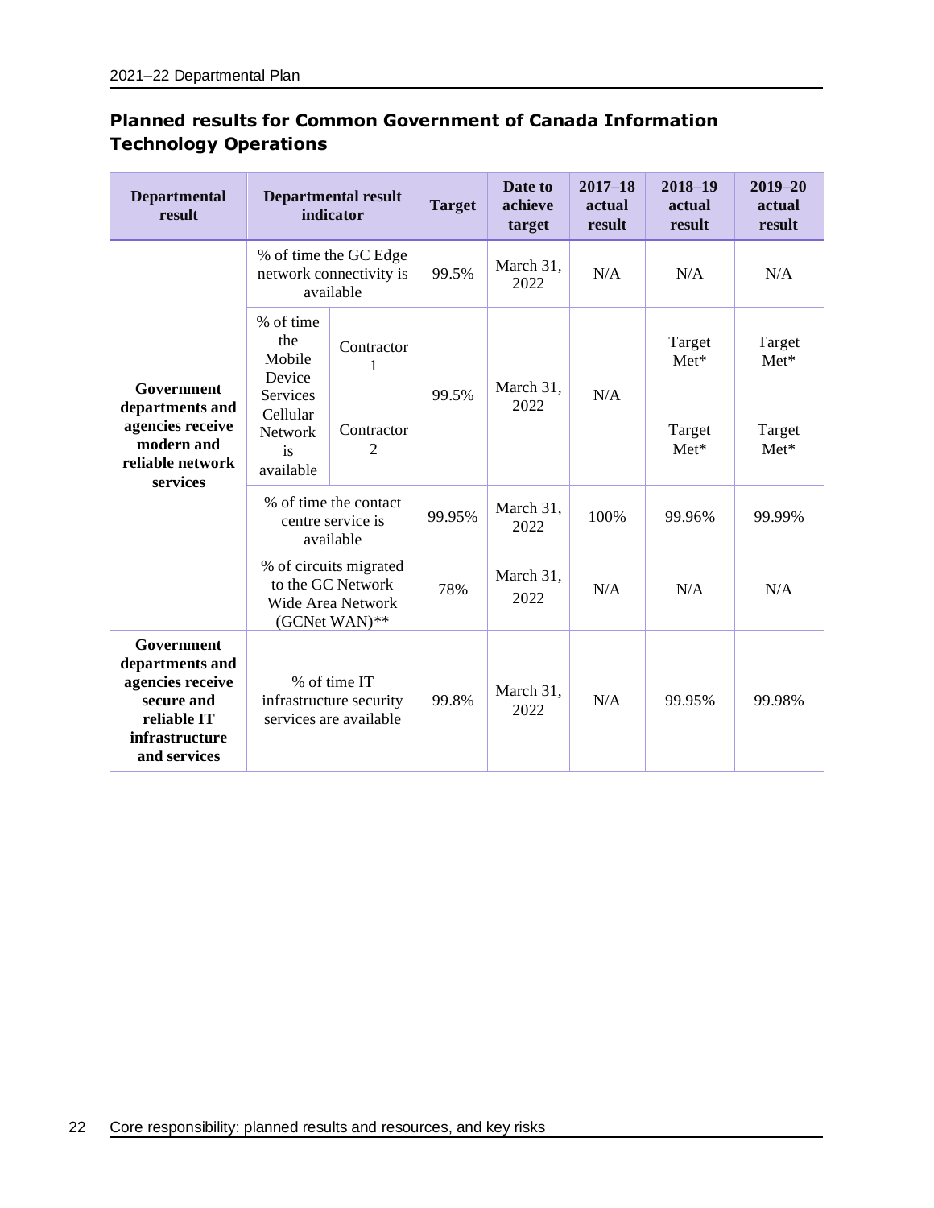## Planned results for Common Government of Canada Information Technology Operations

| Departmental result | Departmental result indicator | | Target | Date to achieve target | 2017–18 actual result | 2018–19 actual result | 2019–20 actual result |
|---|---|---|---|---|---|---|---|
| Government departments and agencies receive modern and reliable network services | % of time the GC Edge network connectivity is available | | 99.5% | March 31, 2022 | N/A | N/A | N/A |
| | % of time the Mobile Device Services Cellular Network is available | Contractor 1 | 99.5% | March 31, 2022 | N/A | Target Met* | Target Met* |
| | | Contractor 2 | | | | Target Met* | Target Met* |
| | % of time the contact centre service is available | | 99.95% | March 31, 2022 | 100% | 99.96% | 99.99% |
| | % of circuits migrated to the GC Network Wide Area Network (GCNet WAN)** | | 78% | March 31, 2022 | N/A | N/A | N/A |
| Government departments and agencies receive secure and reliable IT infrastructure and services | % of time IT infrastructure security services are available | | 99.8% | March 31, 2022 | N/A | 99.95% | 99.98% |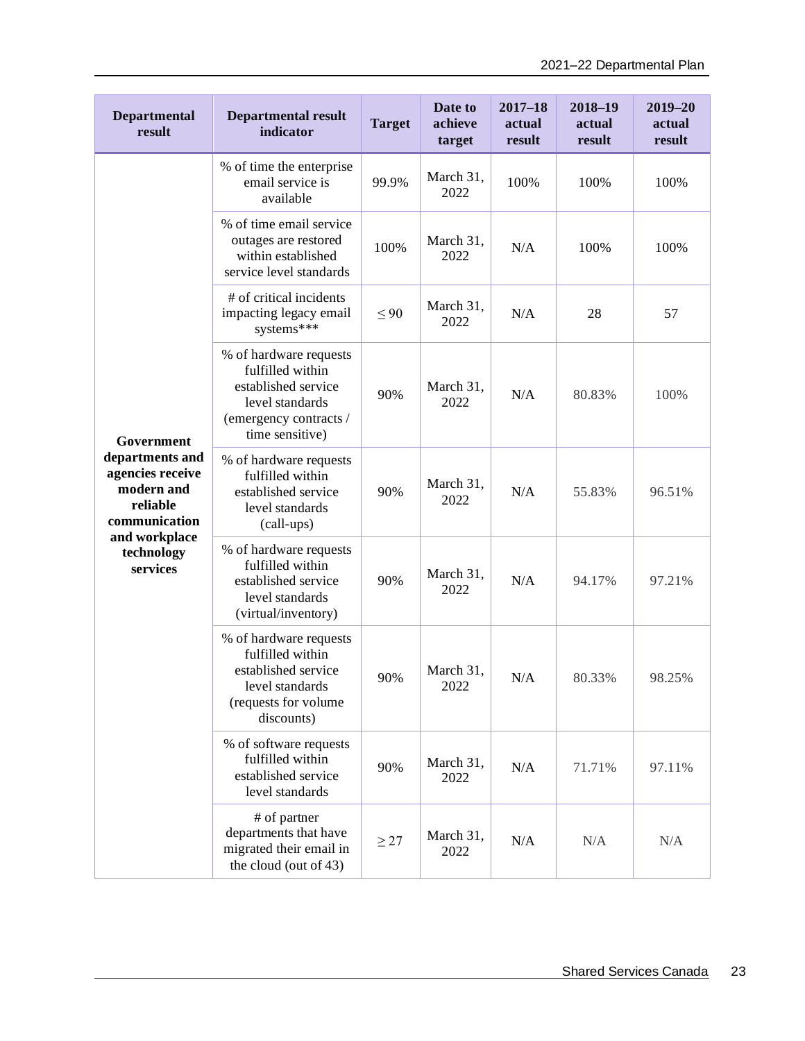| Departmental result | Departmental result indicator | Target | Date to achieve target | 2017–18 actual result | 2018–19 actual result | 2019–20 actual result |
|---|---|---|---|---|---|---|
| **Government departments and agencies receive modern and reliable communication and workplace technology services** | % of time the enterprise email service is available | 99.9% | March 31, 2022 | 100% | 100% | 100% |
| | % of time email service outages are restored within established service level standards | 100% | March 31, 2022 | N/A | 100% | 100% |
| | # of critical incidents impacting legacy email systems*** | ≤ 90 | March 31, 2022 | N/A | 28 | 57 |
| | % of hardware requests fulfilled within established service level standards (emergency contracts / time sensitive) | 90% | March 31, 2022 | N/A | 80.83% | 100% |
| | % of hardware requests fulfilled within established service level standards (call-ups) | 90% | March 31, 2022 | N/A | 55.83% | 96.51% |
| | % of hardware requests fulfilled within established service level standards (virtual/inventory) | 90% | March 31, 2022 | N/A | 94.17% | 97.21% |
| | % of hardware requests fulfilled within established service level standards (requests for volume discounts) | 90% | March 31, 2022 | N/A | 80.33% | 98.25% |
| | % of software requests fulfilled within established service level standards | 90% | March 31, 2022 | N/A | 71.71% | 97.11% |
| | # of partner departments that have migrated their email in the cloud (out of 43) | ≥ 27 | March 31, 2022 | N/A | N/A | N/A |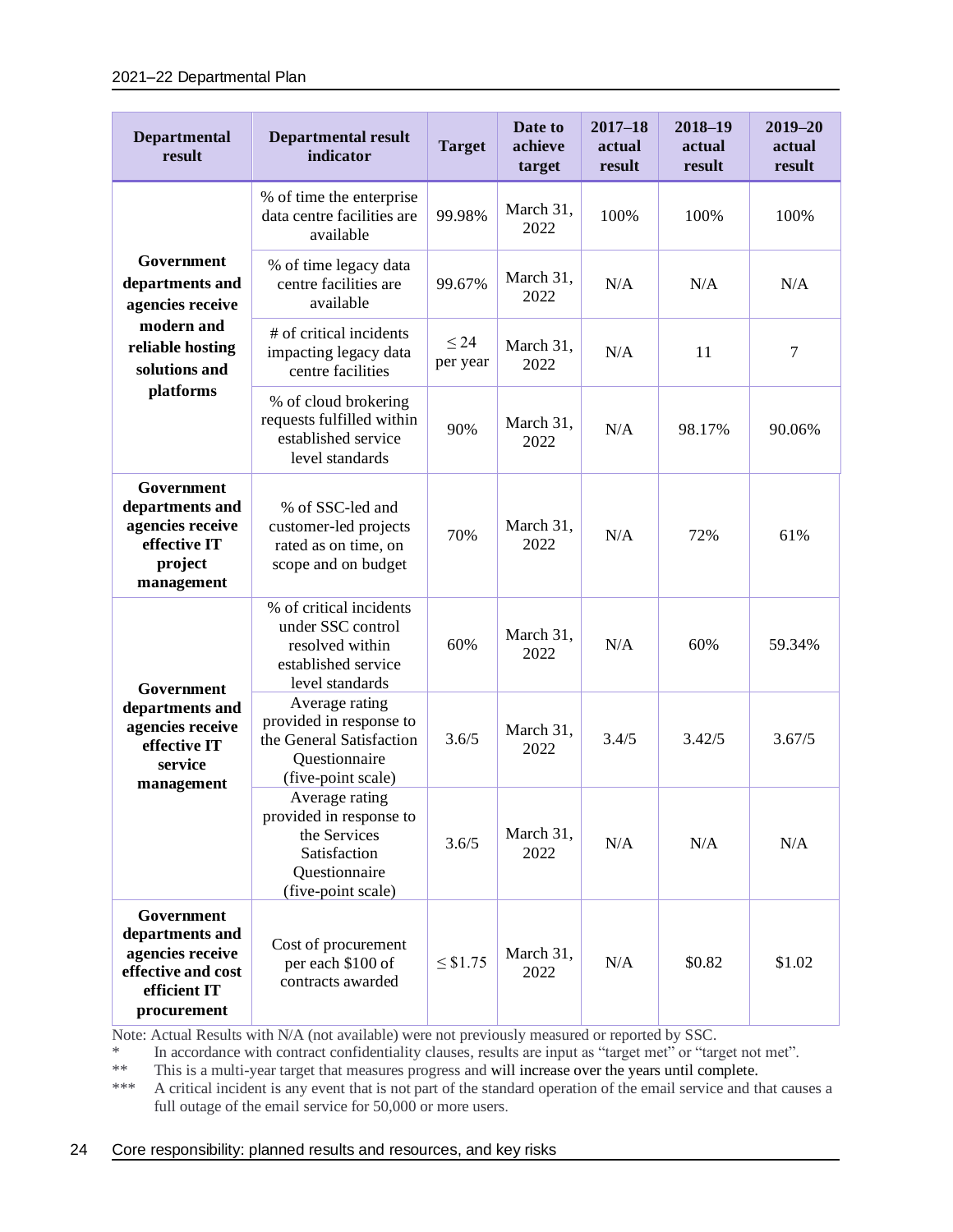| Departmental result | Departmental result indicator | Target | Date to achieve target | 2017–18 actual result | 2018–19 actual result | 2019–20 actual result |
|---|---|---|---|---|---|---|
| **Government departments and agencies receive modern and reliable hosting solutions and platforms** | % of time the enterprise data centre facilities are available | 99.98% | March 31, 2022 | 100% | 100% | 100% |
| | % of time legacy data centre facilities are available | 99.67% | March 31, 2022 | N/A | N/A | N/A |
| | # of critical incidents impacting legacy data centre facilities | ≤ 24 per year | March 31, 2022 | N/A | 11 | 7 |
| | % of cloud brokering requests fulfilled within established service level standards | 90% | March 31, 2022 | N/A | 98.17% | 90.06% |
| **Government departments and agencies receive effective IT project management** | % of SSC-led and customer-led projects rated as on time, on scope and on budget | 70% | March 31, 2022 | N/A | 72% | 61% |
| **Government departments and agencies receive effective IT service management** | % of critical incidents under SSC control resolved within established service level standards | 60% | March 31, 2022 | N/A | 60% | 59.34% |
| | Average rating provided in response to the General Satisfaction Questionnaire (five-point scale) | 3.6/5 | March 31, 2022 | 3.4/5 | 3.42/5 | 3.67/5 |
| | Average rating provided in response to the Services Satisfaction Questionnaire (five-point scale) | 3.6/5 | March 31, 2022 | N/A | N/A | N/A |
| **Government departments and agencies receive effective and cost efficient IT procurement** | Cost of procurement per each $100 of contracts awarded | ≤ $1.75 | March 31, 2022 | N/A | $0.82 | $1.02 |

Note: Actual Results with N/A (not available) were not previously measured or reported by SSC.

\* In accordance with contract confidentiality clauses, results are input as "target met" or "target not met".

\*\* This is a multi-year target that measures progress and will increase over the years until complete.

\*\*\* A critical incident is any event that is not part of the standard operation of the email service and that causes a full outage of the email service for 50,000 or more users.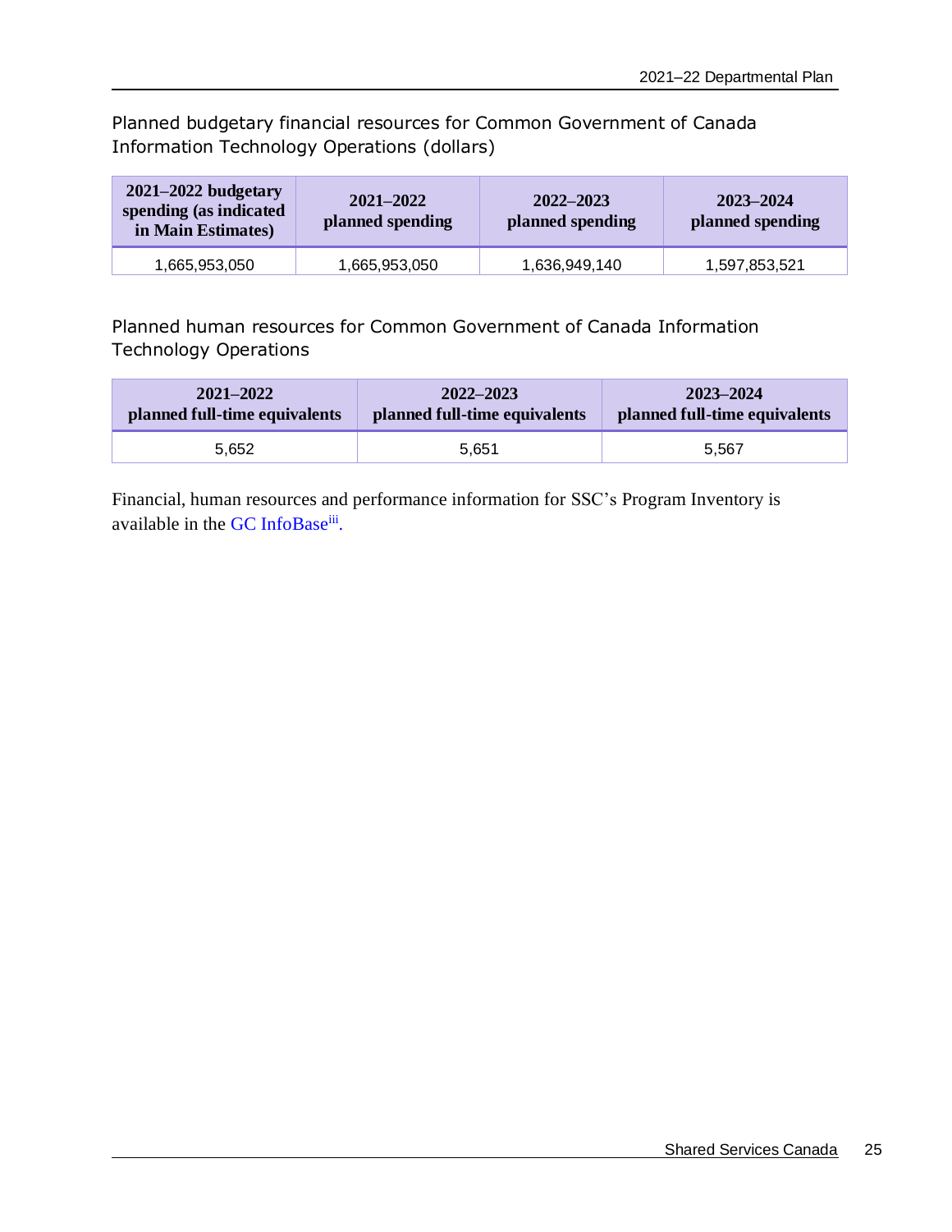Planned budgetary financial resources for Common Government of Canada Information Technology Operations (dollars)

| 2021–2022 budgetary spending (as indicated in Main Estimates) | 2021–2022 planned spending | 2022–2023 planned spending | 2023–2024 planned spending |
|---|---|---|---|
| 1,665,953,050 | 1,665,953,050 | 1,636,949,140 | 1,597,853,521 |

Planned human resources for Common Government of Canada Information Technology Operations

| 2021–2022 planned full-time equivalents | 2022–2023 planned full-time equivalents | 2023–2024 planned full-time equivalents |
|---|---|---|
| 5,652 | 5,651 | 5,567 |

Financial, human resources and performance information for SSC's Program Inventory is available in the GC InfoBase[iii].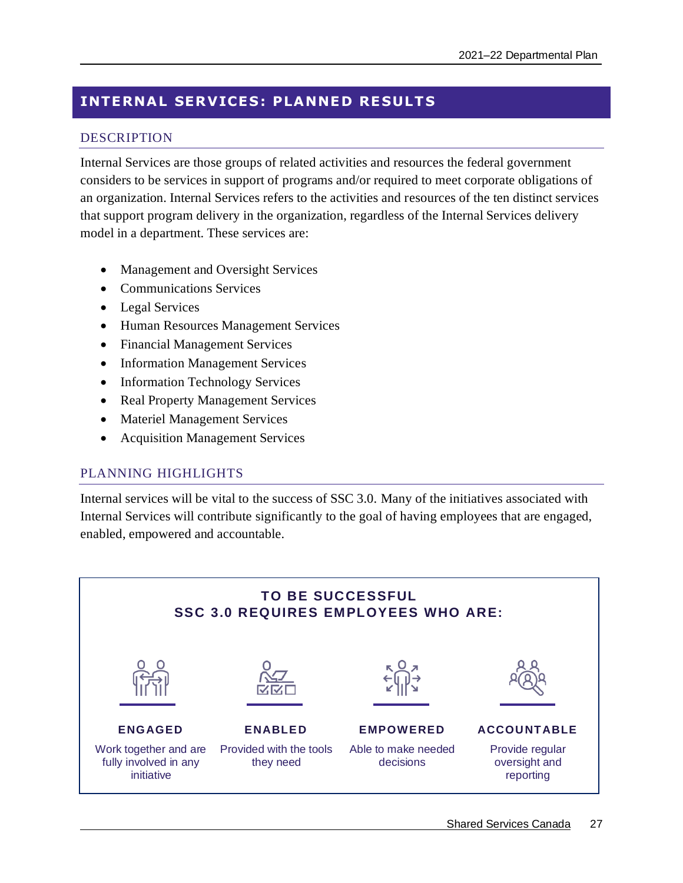# INTERNAL SERVICES: PLANNED RESULTS

## DESCRIPTION

Internal Services are those groups of related activities and resources the federal government considers to be services in support of programs and/or required to meet corporate obligations of an organization. Internal Services refers to the activities and resources of the ten distinct services that support program delivery in the organization, regardless of the Internal Services delivery model in a department. These services are:

- Management and Oversight Services
- Communications Services
- Legal Services
- Human Resources Management Services
- Financial Management Services
- Information Management Services
- Information Technology Services
- Real Property Management Services
- Materiel Management Services
- Acquisition Management Services

## PLANNING HIGHLIGHTS

Internal services will be vital to the success of SSC 3.0. Many of the initiatives associated with Internal Services will contribute significantly to the goal of having employees that are engaged, enabled, empowered and accountable.

**TO BE SUCCESSFUL SSC 3.0 REQUIRES EMPLOYEES WHO ARE:**

**ENGAGED**
Work together and are fully involved in any initiative

**ENABLED**
Provided with the tools they need

**EMPOWERED**
Able to make needed decisions

**ACCOUNTABLE**
Provide regular oversight and reporting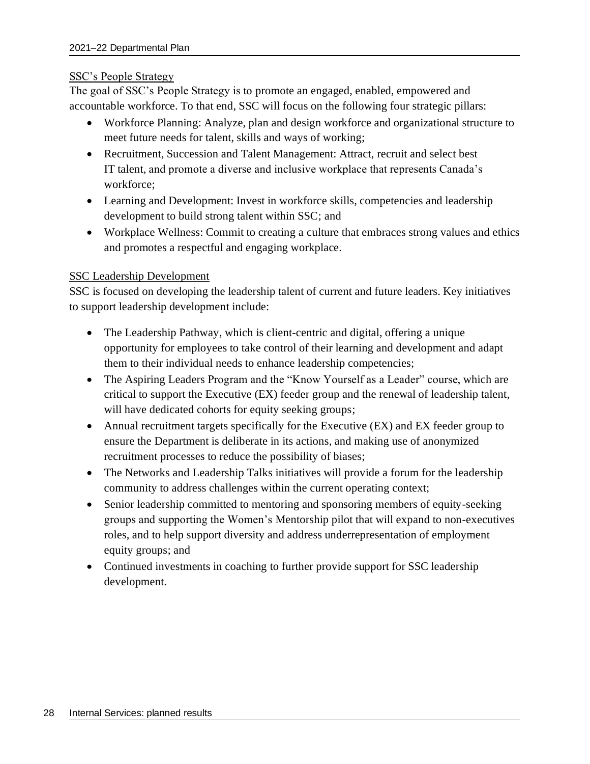### SSC's People Strategy

The goal of SSC's People Strategy is to promote an engaged, enabled, empowered and accountable workforce. To that end, SSC will focus on the following four strategic pillars:

- Workforce Planning: Analyze, plan and design workforce and organizational structure to meet future needs for talent, skills and ways of working;
- Recruitment, Succession and Talent Management: Attract, recruit and select best IT talent, and promote a diverse and inclusive workplace that represents Canada's workforce;
- Learning and Development: Invest in workforce skills, competencies and leadership development to build strong talent within SSC; and
- Workplace Wellness: Commit to creating a culture that embraces strong values and ethics and promotes a respectful and engaging workplace.

### SSC Leadership Development

SSC is focused on developing the leadership talent of current and future leaders. Key initiatives to support leadership development include:

- The Leadership Pathway, which is client-centric and digital, offering a unique opportunity for employees to take control of their learning and development and adapt them to their individual needs to enhance leadership competencies;
- The Aspiring Leaders Program and the "Know Yourself as a Leader" course, which are critical to support the Executive (EX) feeder group and the renewal of leadership talent, will have dedicated cohorts for equity seeking groups;
- Annual recruitment targets specifically for the Executive (EX) and EX feeder group to ensure the Department is deliberate in its actions, and making use of anonymized recruitment processes to reduce the possibility of biases;
- The Networks and Leadership Talks initiatives will provide a forum for the leadership community to address challenges within the current operating context;
- Senior leadership committed to mentoring and sponsoring members of equity-seeking groups and supporting the Women's Mentorship pilot that will expand to non-executives roles, and to help support diversity and address underrepresentation of employment equity groups; and
- Continued investments in coaching to further provide support for SSC leadership development.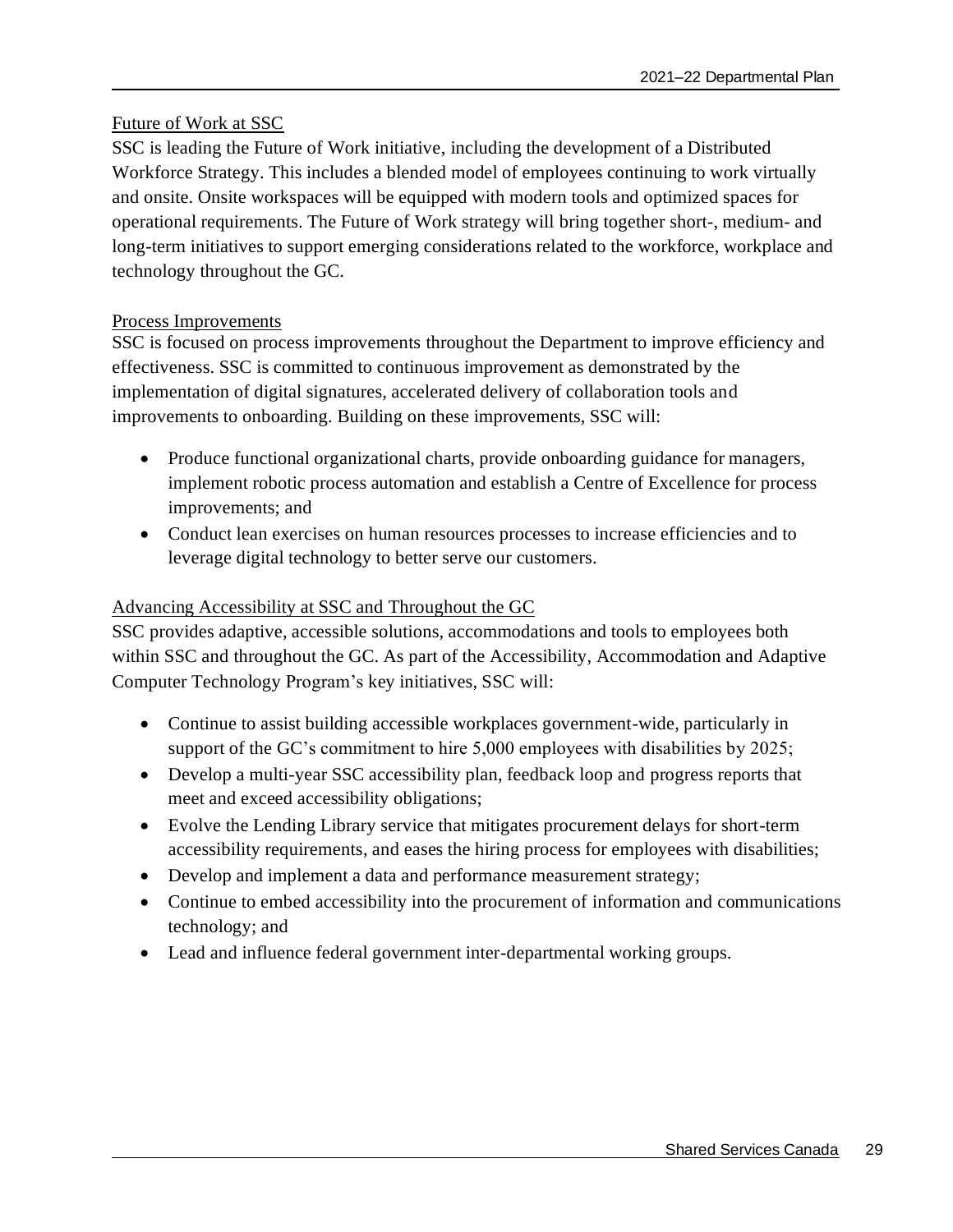### Future of Work at SSC

SSC is leading the Future of Work initiative, including the development of a Distributed Workforce Strategy. This includes a blended model of employees continuing to work virtually and onsite. Onsite workspaces will be equipped with modern tools and optimized spaces for operational requirements. The Future of Work strategy will bring together short-, medium- and long-term initiatives to support emerging considerations related to the workforce, workplace and technology throughout the GC.

### Process Improvements

SSC is focused on process improvements throughout the Department to improve efficiency and effectiveness. SSC is committed to continuous improvement as demonstrated by the implementation of digital signatures, accelerated delivery of collaboration tools and improvements to onboarding. Building on these improvements, SSC will:

- Produce functional organizational charts, provide onboarding guidance for managers, implement robotic process automation and establish a Centre of Excellence for process improvements; and
- Conduct lean exercises on human resources processes to increase efficiencies and to leverage digital technology to better serve our customers.

### Advancing Accessibility at SSC and Throughout the GC

SSC provides adaptive, accessible solutions, accommodations and tools to employees both within SSC and throughout the GC. As part of the Accessibility, Accommodation and Adaptive Computer Technology Program's key initiatives, SSC will:

- Continue to assist building accessible workplaces government-wide, particularly in support of the GC's commitment to hire 5,000 employees with disabilities by 2025;
- Develop a multi-year SSC accessibility plan, feedback loop and progress reports that meet and exceed accessibility obligations;
- Evolve the Lending Library service that mitigates procurement delays for short-term accessibility requirements, and eases the hiring process for employees with disabilities;
- Develop and implement a data and performance measurement strategy;
- Continue to embed accessibility into the procurement of information and communications technology; and
- Lead and influence federal government inter-departmental working groups.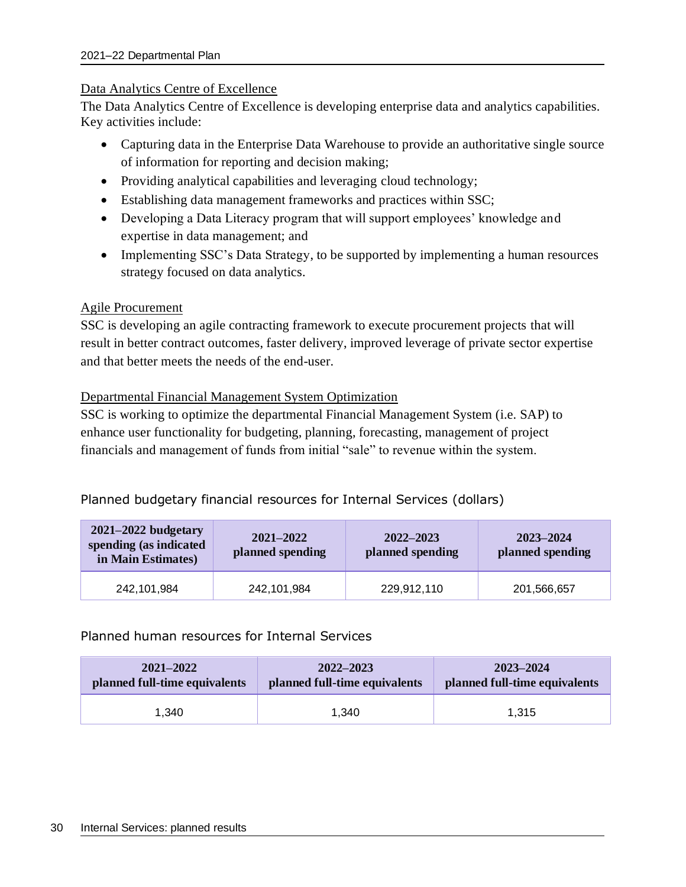Data Analytics Centre of Excellence

The Data Analytics Centre of Excellence is developing enterprise data and analytics capabilities. Key activities include:

- Capturing data in the Enterprise Data Warehouse to provide an authoritative single source of information for reporting and decision making;
- Providing analytical capabilities and leveraging cloud technology;
- Establishing data management frameworks and practices within SSC;
- Developing a Data Literacy program that will support employees' knowledge and expertise in data management; and
- Implementing SSC's Data Strategy, to be supported by implementing a human resources strategy focused on data analytics.

Agile Procurement

SSC is developing an agile contracting framework to execute procurement projects that will result in better contract outcomes, faster delivery, improved leverage of private sector expertise and that better meets the needs of the end-user.

Departmental Financial Management System Optimization

SSC is working to optimize the departmental Financial Management System (i.e. SAP) to enhance user functionality for budgeting, planning, forecasting, management of project financials and management of funds from initial "sale" to revenue within the system.

## Planned budgetary financial resources for Internal Services (dollars)

| 2021–2022 budgetary spending (as indicated in Main Estimates) | 2021–2022 planned spending | 2022–2023 planned spending | 2023–2024 planned spending |
|---|---|---|---|
| 242,101,984 | 242,101,984 | 229,912,110 | 201,566,657 |

## Planned human resources for Internal Services

| 2021–2022 planned full-time equivalents | 2022–2023 planned full-time equivalents | 2023–2024 planned full-time equivalents |
|---|---|---|
| 1,340 | 1,340 | 1,315 |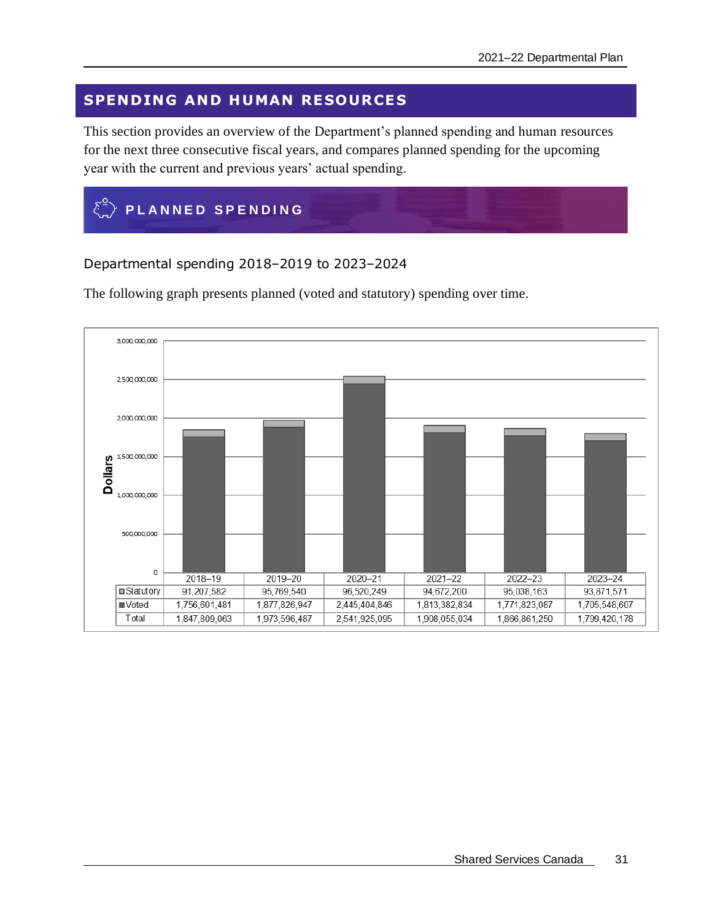## SPENDING AND HUMAN RESOURCES

This section provides an overview of the Department's planned spending and human resources for the next three consecutive fiscal years, and compares planned spending for the upcoming year with the current and previous years' actual spending.

## PLANNED SPENDING

### Departmental spending 2018–2019 to 2023–2024

The following graph presents planned (voted and statutory) spending over time.

| | 2018–19 | 2019–20 | 2020–21 | 2021–22 | 2022–23 | 2023–24 |
|---|---|---|---|---|---|---|
| Statutory | 91,207,582 | 95,769,540 | 96,520,249 | 94,672,200 | 95,038,163 | 93,871,571 |
| Voted | 1,756,601,481 | 1,877,826,947 | 2,445,404,846 | 1,813,382,834 | 1,771,823,087 | 1,705,548,607 |
| Total | 1,847,809,063 | 1,973,596,487 | 2,541,925,095 | 1,908,055,034 | 1,866,861,250 | 1,799,420,178 |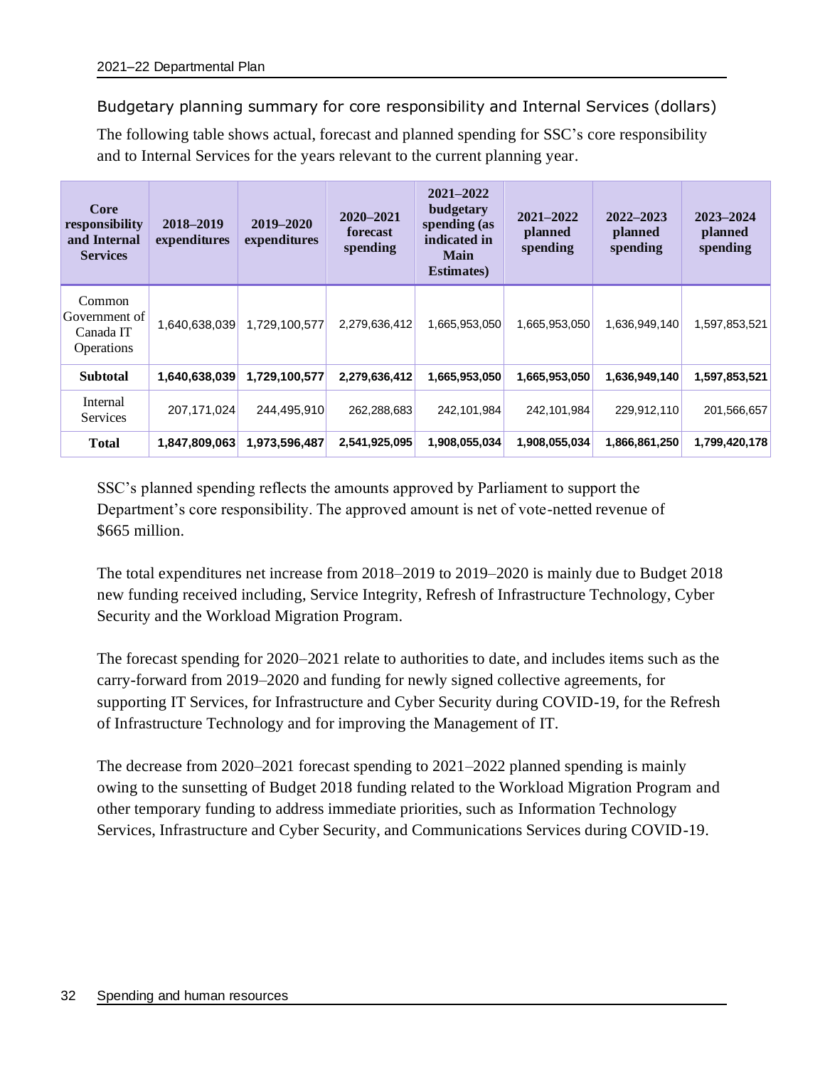### Budgetary planning summary for core responsibility and Internal Services (dollars)

The following table shows actual, forecast and planned spending for SSC's core responsibility and to Internal Services for the years relevant to the current planning year.

| Core responsibility and Internal Services | 2018–2019 expenditures | 2019–2020 expenditures | 2020–2021 forecast spending | 2021–2022 budgetary spending (as indicated in Main Estimates) | 2021–2022 planned spending | 2022–2023 planned spending | 2023–2024 planned spending |
|---|---|---|---|---|---|---|---|
| Common Government of Canada IT Operations | 1,640,638,039 | 1,729,100,577 | 2,279,636,412 | 1,665,953,050 | 1,665,953,050 | 1,636,949,140 | 1,597,853,521 |
| **Subtotal** | **1,640,638,039** | **1,729,100,577** | **2,279,636,412** | **1,665,953,050** | **1,665,953,050** | **1,636,949,140** | **1,597,853,521** |
| Internal Services | 207,171,024 | 244,495,910 | 262,288,683 | 242,101,984 | 242,101,984 | 229,912,110 | 201,566,657 |
| **Total** | **1,847,809,063** | **1,973,596,487** | **2,541,925,095** | **1,908,055,034** | **1,908,055,034** | **1,866,861,250** | **1,799,420,178** |

SSC's planned spending reflects the amounts approved by Parliament to support the Department's core responsibility. The approved amount is net of vote-netted revenue of $665 million.

The total expenditures net increase from 2018–2019 to 2019–2020 is mainly due to Budget 2018 new funding received including, Service Integrity, Refresh of Infrastructure Technology, Cyber Security and the Workload Migration Program.

The forecast spending for 2020–2021 relate to authorities to date, and includes items such as the carry-forward from 2019–2020 and funding for newly signed collective agreements, for supporting IT Services, for Infrastructure and Cyber Security during COVID-19, for the Refresh of Infrastructure Technology and for improving the Management of IT.

The decrease from 2020–2021 forecast spending to 2021–2022 planned spending is mainly owing to the sunsetting of Budget 2018 funding related to the Workload Migration Program and other temporary funding to address immediate priorities, such as Information Technology Services, Infrastructure and Cyber Security, and Communications Services during COVID-19.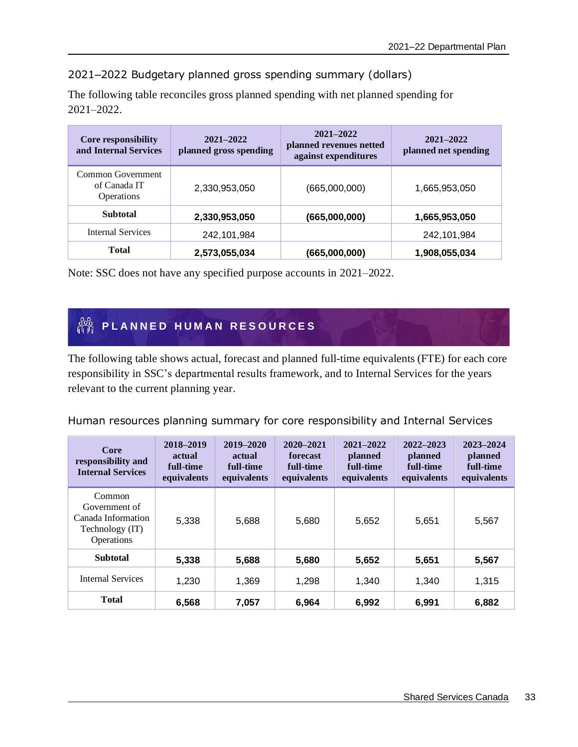### 2021–2022 Budgetary planned gross spending summary (dollars)

The following table reconciles gross planned spending with net planned spending for 2021–2022.

| Core responsibility and Internal Services | 2021–2022 planned gross spending | 2021–2022 planned revenues netted against expenditures | 2021–2022 planned net spending |
|---|---|---|---|
| Common Government of Canada IT Operations | 2,330,953,050 | (665,000,000) | 1,665,953,050 |
| **Subtotal** | **2,330,953,050** | **(665,000,000)** | **1,665,953,050** |
| Internal Services | 242,101,984 | | 242,101,984 |
| **Total** | **2,573,055,034** | **(665,000,000)** | **1,908,055,034** |

Note: SSC does not have any specified purpose accounts in 2021–2022.

## PLANNED HUMAN RESOURCES

The following table shows actual, forecast and planned full-time equivalents (FTE) for each core responsibility in SSC's departmental results framework, and to Internal Services for the years relevant to the current planning year.

### Human resources planning summary for core responsibility and Internal Services

| Core responsibility and Internal Services | 2018–2019 actual full-time equivalents | 2019–2020 actual full-time equivalents | 2020–2021 forecast full-time equivalents | 2021–2022 planned full-time equivalents | 2022–2023 planned full-time equivalents | 2023–2024 planned full-time equivalents |
|---|---|---|---|---|---|---|
| Common Government of Canada Information Technology (IT) Operations | 5,338 | 5,688 | 5,680 | 5,652 | 5,651 | 5,567 |
| **Subtotal** | **5,338** | **5,688** | **5,680** | **5,652** | **5,651** | **5,567** |
| Internal Services | 1,230 | 1,369 | 1,298 | 1,340 | 1,340 | 1,315 |
| **Total** | **6,568** | **7,057** | **6,964** | **6,992** | **6,991** | **6,882** |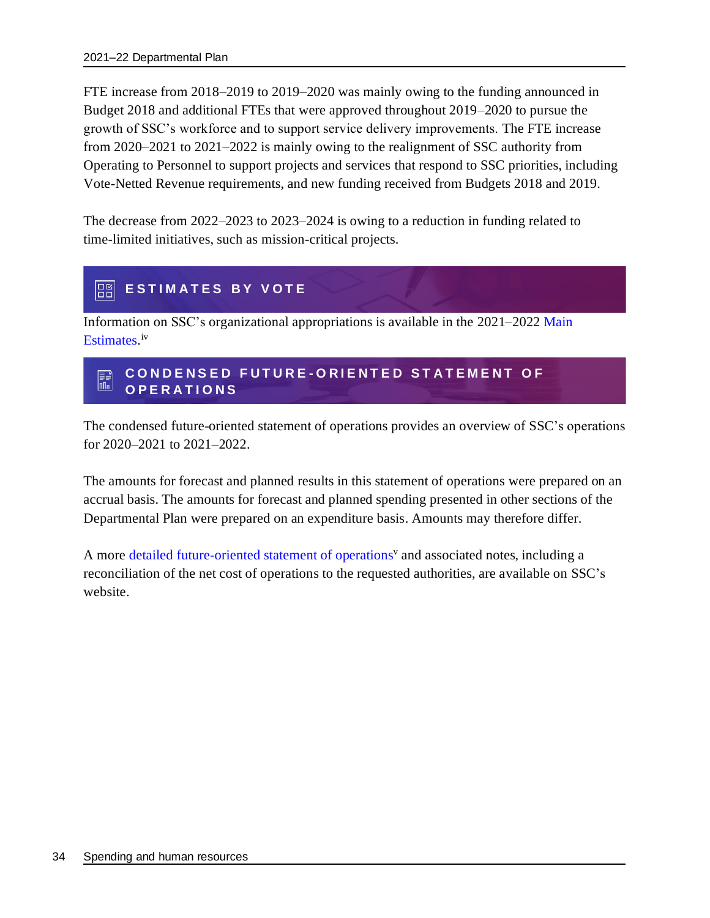FTE increase from 2018–2019 to 2019–2020 was mainly owing to the funding announced in Budget 2018 and additional FTEs that were approved throughout 2019–2020 to pursue the growth of SSC's workforce and to support service delivery improvements. The FTE increase from 2020–2021 to 2021–2022 is mainly owing to the realignment of SSC authority from Operating to Personnel to support projects and services that respond to SSC priorities, including Vote-Netted Revenue requirements, and new funding received from Budgets 2018 and 2019.

The decrease from 2022–2023 to 2023–2024 is owing to a reduction in funding related to time-limited initiatives, such as mission-critical projects.

## ESTIMATES BY VOTE

Information on SSC's organizational appropriations is available in the 2021–2022 Main Estimates.[iv]

## CONDENSED FUTURE-ORIENTED STATEMENT OF OPERATIONS

The condensed future-oriented statement of operations provides an overview of SSC's operations for 2020–2021 to 2021–2022.

The amounts for forecast and planned results in this statement of operations were prepared on an accrual basis. The amounts for forecast and planned spending presented in other sections of the Departmental Plan were prepared on an expenditure basis. Amounts may therefore differ.

A more detailed future-oriented statement of operations[v] and associated notes, including a reconciliation of the net cost of operations to the requested authorities, are available on SSC's website.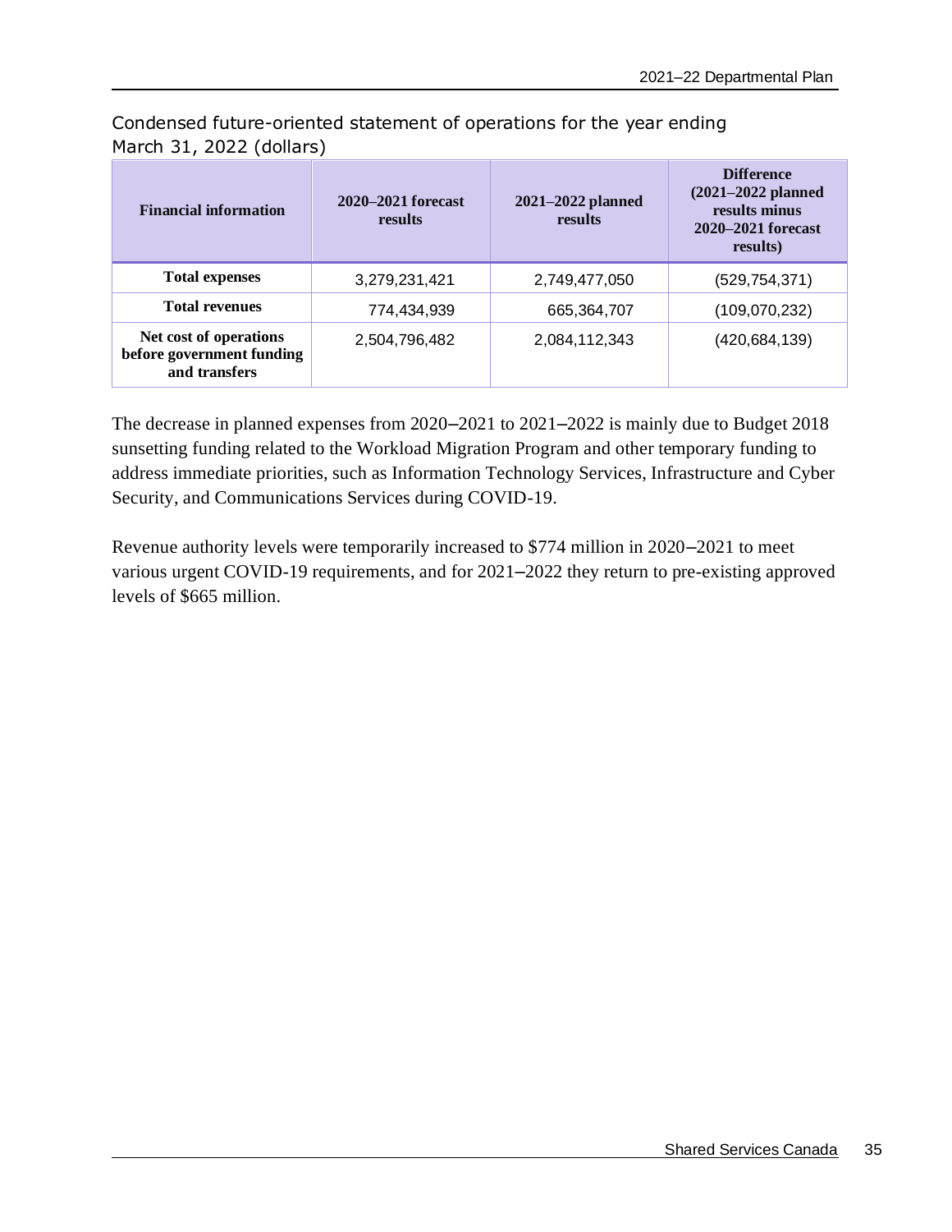Condensed future-oriented statement of operations for the year ending March 31, 2022 (dollars)

| Financial information | 2020–2021 forecast results | 2021–2022 planned results | Difference (2021–2022 planned results minus 2020–2021 forecast results) |
|---|---|---|---|
| **Total expenses** | 3,279,231,421 | 2,749,477,050 | (529,754,371) |
| **Total revenues** | 774,434,939 | 665,364,707 | (109,070,232) |
| **Net cost of operations before government funding and transfers** | 2,504,796,482 | 2,084,112,343 | (420,684,139) |

The decrease in planned expenses from 2020–2021 to 2021–2022 is mainly due to Budget 2018 sunsetting funding related to the Workload Migration Program and other temporary funding to address immediate priorities, such as Information Technology Services, Infrastructure and Cyber Security, and Communications Services during COVID-19.

Revenue authority levels were temporarily increased to $774 million in 2020–2021 to meet various urgent COVID-19 requirements, and for 2021–2022 they return to pre-existing approved levels of $665 million.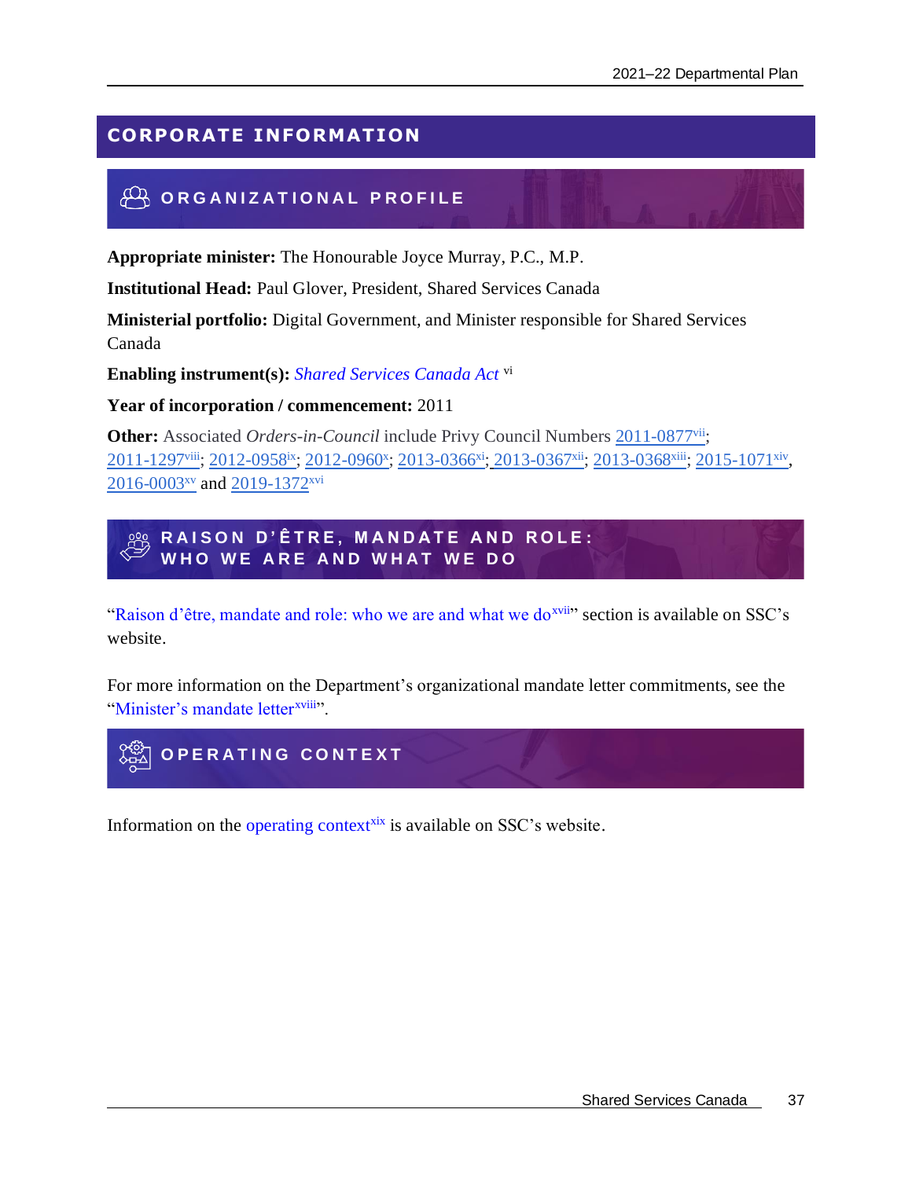# CORPORATE INFORMATION

## ORGANIZATIONAL PROFILE

**Appropriate minister:** The Honourable Joyce Murray, P.C., M.P.

**Institutional Head:** Paul Glover, President, Shared Services Canada

**Ministerial portfolio:** Digital Government, and Minister responsible for Shared Services Canada

**Enabling instrument(s):** *Shared Services Canada Act* [vi]

**Year of incorporation / commencement:** 2011

**Other:** Associated *Orders-in-Council* include Privy Council Numbers 2011-0877[vii]; 2011-1297[viii]; 2012-0958[ix]; 2012-0960[x]; 2013-0366[xi]; 2013-0367[xii]; 2013-0368[xiii]; 2015-1071[xiv], 2016-0003[xv] and 2019-1372[xvi]

## RAISON D'ÊTRE, MANDATE AND ROLE: WHO WE ARE AND WHAT WE DO

"Raison d'être, mandate and role: who we are and what we do[xvii]" section is available on SSC's website.

For more information on the Department's organizational mandate letter commitments, see the "Minister's mandate letter[xviii]".

## OPERATING CONTEXT

Information on the operating context[xix] is available on SSC's website.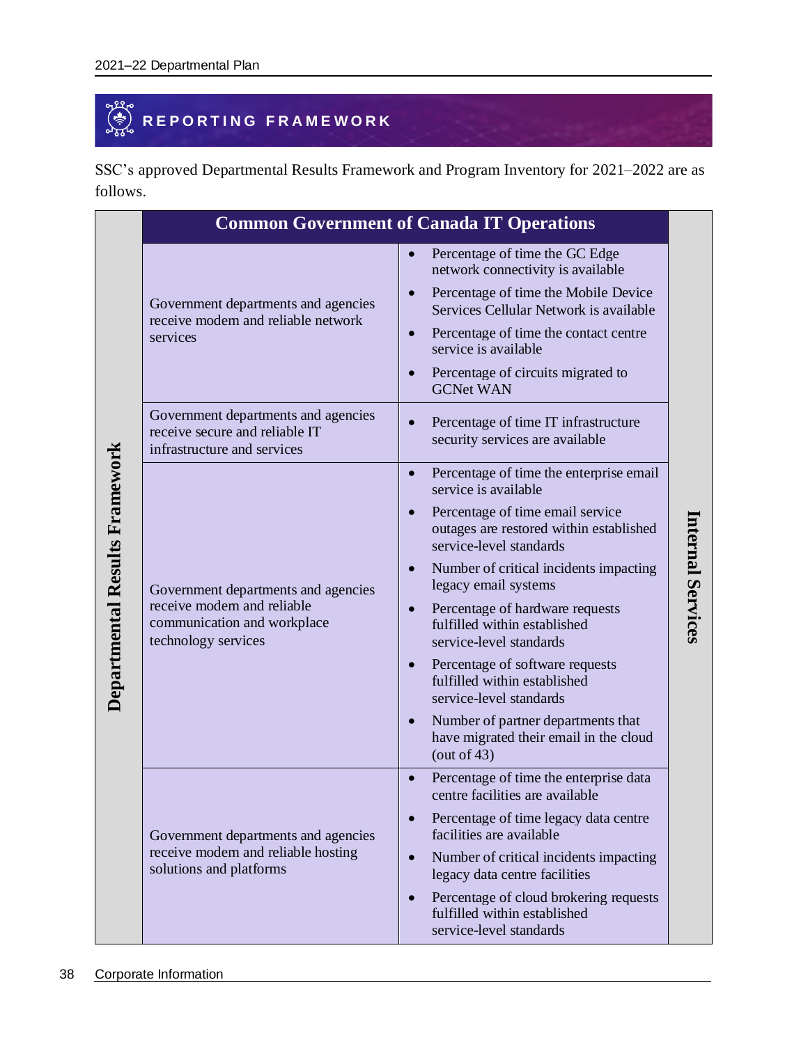## REPORTING FRAMEWORK

SSC's approved Departmental Results Framework and Program Inventory for 2021–2022 are as follows.

**Departmental Results Framework** | **Internal Services**

| Common Government of Canada IT Operations | |
|---|---|
| Government departments and agencies receive modern and reliable network services | • Percentage of time the GC Edge network connectivity is available<br>• Percentage of time the Mobile Device Services Cellular Network is available<br>• Percentage of time the contact centre service is available<br>• Percentage of circuits migrated to GCNet WAN |
| Government departments and agencies receive secure and reliable IT infrastructure and services | • Percentage of time IT infrastructure security services are available |
| Government departments and agencies receive modern and reliable communication and workplace technology services | • Percentage of time the enterprise email service is available<br>• Percentage of time email service outages are restored within established service-level standards<br>• Number of critical incidents impacting legacy email systems<br>• Percentage of hardware requests fulfilled within established service-level standards<br>• Percentage of software requests fulfilled within established service-level standards<br>• Number of partner departments that have migrated their email in the cloud (out of 43) |
| Government departments and agencies receive modern and reliable hosting solutions and platforms | • Percentage of time the enterprise data centre facilities are available<br>• Percentage of time legacy data centre facilities are available<br>• Number of critical incidents impacting legacy data centre facilities<br>• Percentage of cloud brokering requests fulfilled within established service-level standards |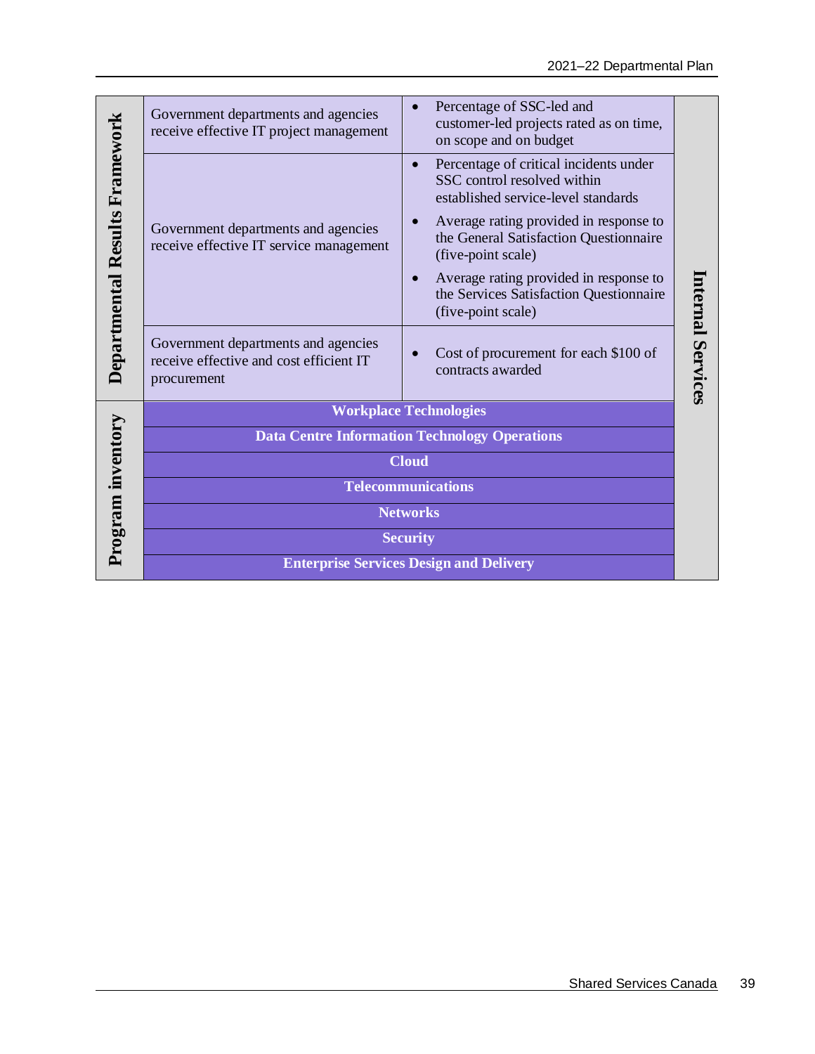| | | | |
|---|---|---|---|
| **Departmental Results Framework** | Government departments and agencies receive effective IT project management | • Percentage of SSC-led and customer-led projects rated as on time, on scope and on budget | **Internal Services** |
| | Government departments and agencies receive effective IT service management | • Percentage of critical incidents under SSC control resolved within established service-level standards<br>• Average rating provided in response to the General Satisfaction Questionnaire (five-point scale)<br>• Average rating provided in response to the Services Satisfaction Questionnaire (five-point scale) | |
| | Government departments and agencies receive effective and cost efficient IT procurement | • Cost of procurement for each $100 of contracts awarded | |
| **Program inventory** | **Workplace Technologies** | | |
| | **Data Centre Information Technology Operations** | | |
| | **Cloud** | | |
| | **Telecommunications** | | |
| | **Networks** | | |
| | **Security** | | |
| | **Enterprise Services Design and Delivery** | | |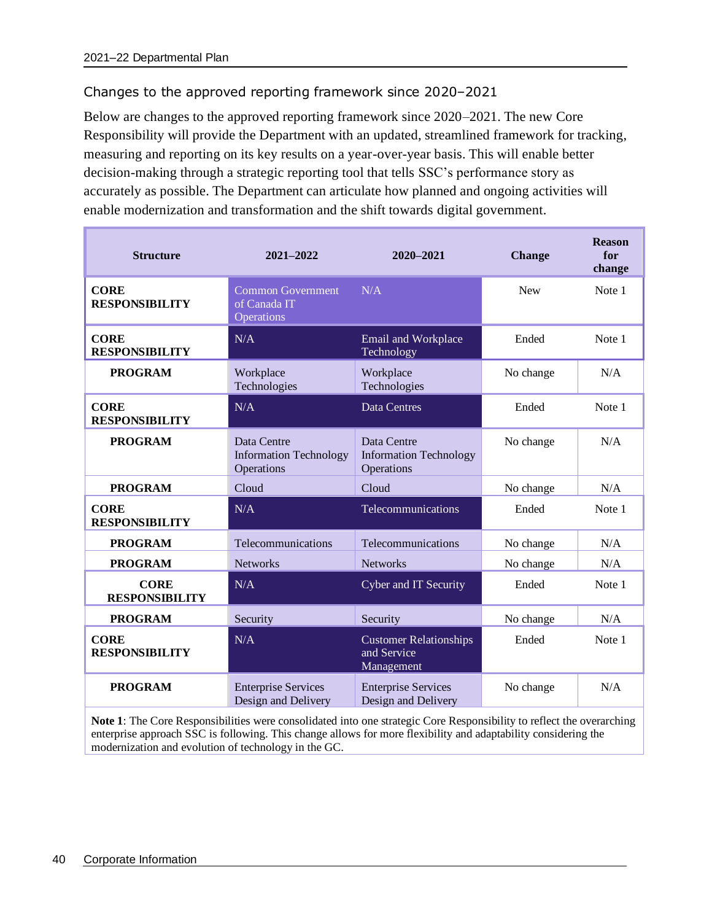## Changes to the approved reporting framework since 2020–2021

Below are changes to the approved reporting framework since 2020–2021. The new Core Responsibility will provide the Department with an updated, streamlined framework for tracking, measuring and reporting on its key results on a year-over-year basis. This will enable better decision-making through a strategic reporting tool that tells SSC's performance story as accurately as possible. The Department can articulate how planned and ongoing activities will enable modernization and transformation and the shift towards digital government.

| Structure | 2021–2022 | 2020–2021 | Change | Reason for change |
|---|---|---|---|---|
| **CORE RESPONSIBILITY** | Common Government of Canada IT Operations | N/A | New | Note 1 |
| **CORE RESPONSIBILITY** | N/A | Email and Workplace Technology | Ended | Note 1 |
| **PROGRAM** | Workplace Technologies | Workplace Technologies | No change | N/A |
| **CORE RESPONSIBILITY** | N/A | Data Centres | Ended | Note 1 |
| **PROGRAM** | Data Centre Information Technology Operations | Data Centre Information Technology Operations | No change | N/A |
| **PROGRAM** | Cloud | Cloud | No change | N/A |
| **CORE RESPONSIBILITY** | N/A | Telecommunications | Ended | Note 1 |
| **PROGRAM** | Telecommunications | Telecommunications | No change | N/A |
| **PROGRAM** | Networks | Networks | No change | N/A |
| **CORE RESPONSIBILITY** | N/A | Cyber and IT Security | Ended | Note 1 |
| **PROGRAM** | Security | Security | No change | N/A |
| **CORE RESPONSIBILITY** | N/A | Customer Relationships and Service Management | Ended | Note 1 |
| **PROGRAM** | Enterprise Services Design and Delivery | Enterprise Services Design and Delivery | No change | N/A |

**Note 1**: The Core Responsibilities were consolidated into one strategic Core Responsibility to reflect the overarching enterprise approach SSC is following. This change allows for more flexibility and adaptability considering the modernization and evolution of technology in the GC.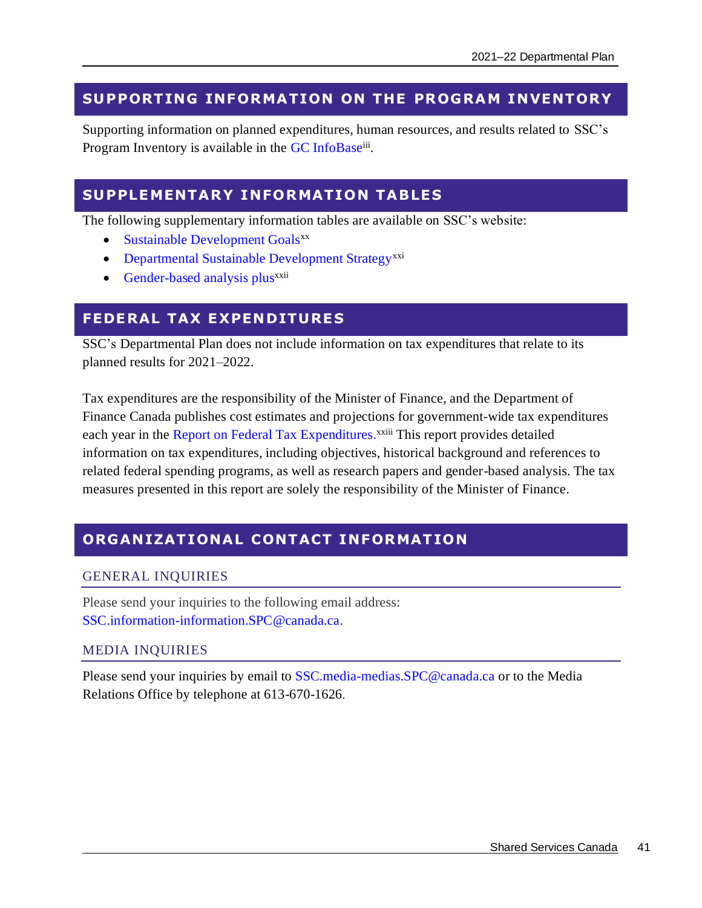## SUPPORTING INFORMATION ON THE PROGRAM INVENTORY

Supporting information on planned expenditures, human resources, and results related to SSC's Program Inventory is available in the GC InfoBase[iii].

## SUPPLEMENTARY INFORMATION TABLES

The following supplementary information tables are available on SSC's website:

- Sustainable Development Goals[xx]
- Departmental Sustainable Development Strategy[xxi]
- Gender-based analysis plus[xxii]

## FEDERAL TAX EXPENDITURES

SSC's Departmental Plan does not include information on tax expenditures that relate to its planned results for 2021–2022.

Tax expenditures are the responsibility of the Minister of Finance, and the Department of Finance Canada publishes cost estimates and projections for government-wide tax expenditures each year in the Report on Federal Tax Expenditures.[xxiii] This report provides detailed information on tax expenditures, including objectives, historical background and references to related federal spending programs, as well as research papers and gender-based analysis. The tax measures presented in this report are solely the responsibility of the Minister of Finance.

## ORGANIZATIONAL CONTACT INFORMATION

### GENERAL INQUIRIES

Please send your inquiries to the following email address: SSC.information-information.SPC@canada.ca.

### MEDIA INQUIRIES

Please send your inquiries by email to SSC.media-medias.SPC@canada.ca or to the Media Relations Office by telephone at 613-670-1626.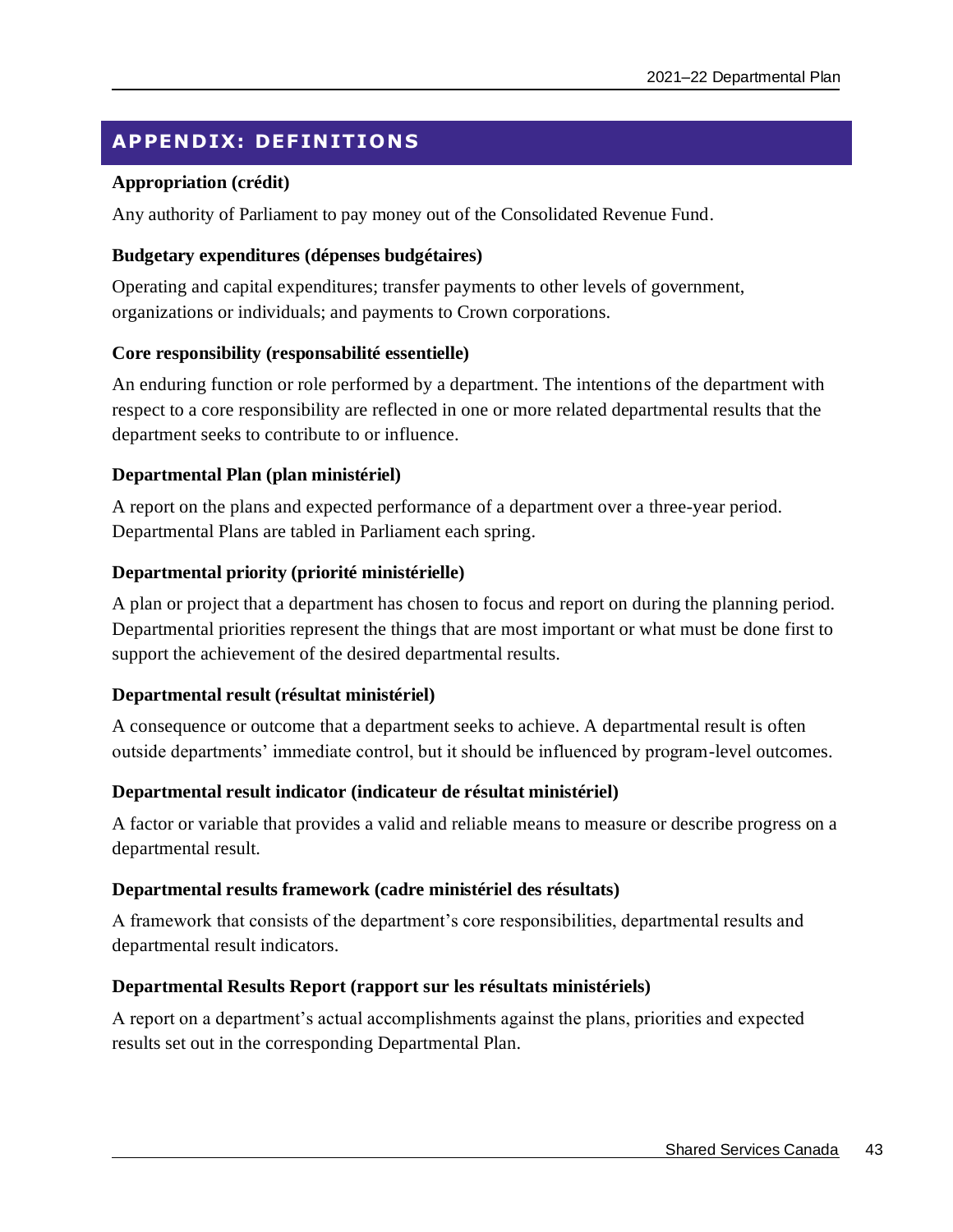## APPENDIX: DEFINITIONS

**Appropriation (crédit)**

Any authority of Parliament to pay money out of the Consolidated Revenue Fund.

**Budgetary expenditures (dépenses budgétaires)**

Operating and capital expenditures; transfer payments to other levels of government, organizations or individuals; and payments to Crown corporations.

**Core responsibility (responsabilité essentielle)**

An enduring function or role performed by a department. The intentions of the department with respect to a core responsibility are reflected in one or more related departmental results that the department seeks to contribute to or influence.

**Departmental Plan (plan ministériel)**

A report on the plans and expected performance of a department over a three-year period. Departmental Plans are tabled in Parliament each spring.

**Departmental priority (priorité ministérielle)**

A plan or project that a department has chosen to focus and report on during the planning period. Departmental priorities represent the things that are most important or what must be done first to support the achievement of the desired departmental results.

**Departmental result (résultat ministériel)**

A consequence or outcome that a department seeks to achieve. A departmental result is often outside departments' immediate control, but it should be influenced by program-level outcomes.

**Departmental result indicator (indicateur de résultat ministériel)**

A factor or variable that provides a valid and reliable means to measure or describe progress on a departmental result.

**Departmental results framework (cadre ministériel des résultats)**

A framework that consists of the department's core responsibilities, departmental results and departmental result indicators.

**Departmental Results Report (rapport sur les résultats ministériels)**

A report on a department's actual accomplishments against the plans, priorities and expected results set out in the corresponding Departmental Plan.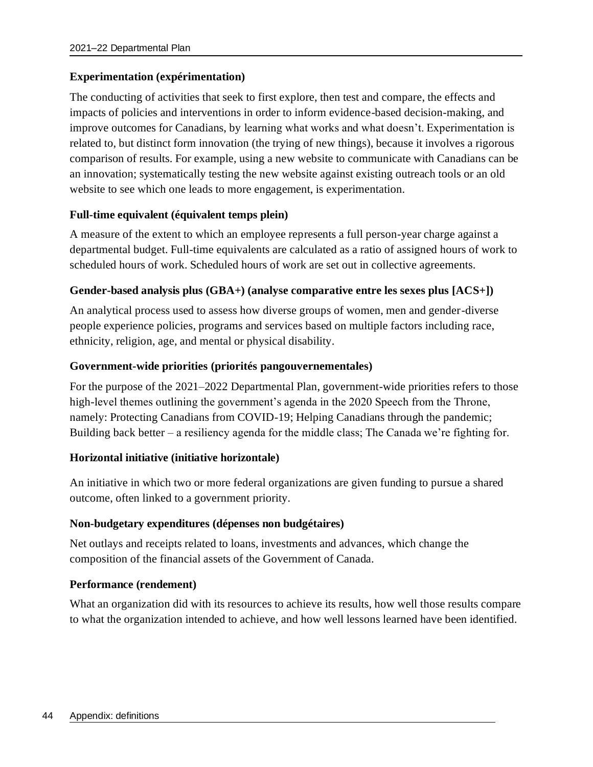**Experimentation (expérimentation)**

The conducting of activities that seek to first explore, then test and compare, the effects and impacts of policies and interventions in order to inform evidence-based decision-making, and improve outcomes for Canadians, by learning what works and what doesn't. Experimentation is related to, but distinct form innovation (the trying of new things), because it involves a rigorous comparison of results. For example, using a new website to communicate with Canadians can be an innovation; systematically testing the new website against existing outreach tools or an old website to see which one leads to more engagement, is experimentation.

**Full-time equivalent (équivalent temps plein)**

A measure of the extent to which an employee represents a full person-year charge against a departmental budget. Full-time equivalents are calculated as a ratio of assigned hours of work to scheduled hours of work. Scheduled hours of work are set out in collective agreements.

**Gender-based analysis plus (GBA+) (analyse comparative entre les sexes plus [ACS+])**

An analytical process used to assess how diverse groups of women, men and gender-diverse people experience policies, programs and services based on multiple factors including race, ethnicity, religion, age, and mental or physical disability.

**Government-wide priorities (priorités pangouvernementales)**

For the purpose of the 2021–2022 Departmental Plan, government-wide priorities refers to those high-level themes outlining the government's agenda in the 2020 Speech from the Throne, namely: Protecting Canadians from COVID-19; Helping Canadians through the pandemic; Building back better – a resiliency agenda for the middle class; The Canada we're fighting for.

**Horizontal initiative (initiative horizontale)**

An initiative in which two or more federal organizations are given funding to pursue a shared outcome, often linked to a government priority.

**Non-budgetary expenditures (dépenses non budgétaires)**

Net outlays and receipts related to loans, investments and advances, which change the composition of the financial assets of the Government of Canada.

**Performance (rendement)**

What an organization did with its resources to achieve its results, how well those results compare to what the organization intended to achieve, and how well lessons learned have been identified.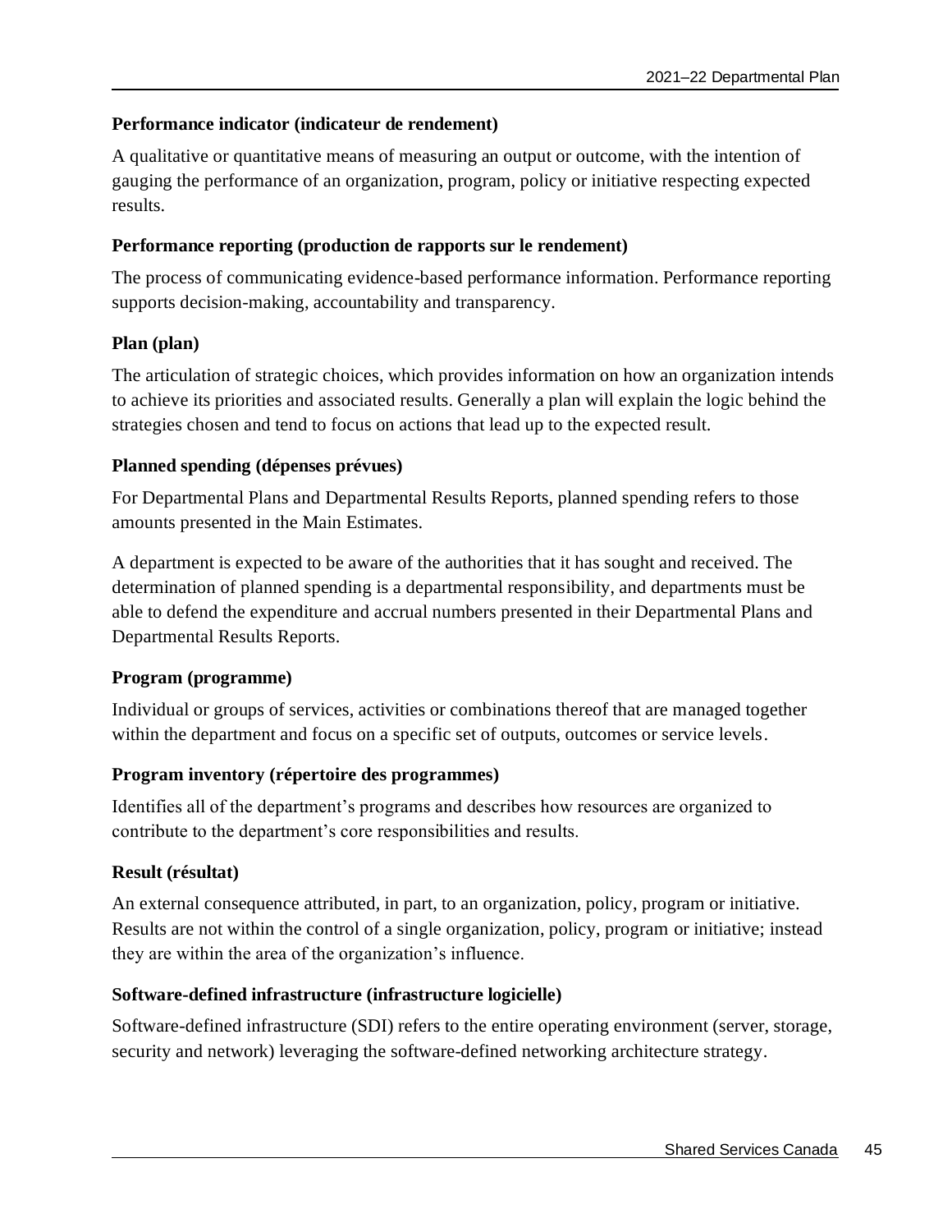**Performance indicator (indicateur de rendement)**

A qualitative or quantitative means of measuring an output or outcome, with the intention of gauging the performance of an organization, program, policy or initiative respecting expected results.

**Performance reporting (production de rapports sur le rendement)**

The process of communicating evidence-based performance information. Performance reporting supports decision-making, accountability and transparency.

**Plan (plan)**

The articulation of strategic choices, which provides information on how an organization intends to achieve its priorities and associated results. Generally a plan will explain the logic behind the strategies chosen and tend to focus on actions that lead up to the expected result.

**Planned spending (dépenses prévues)**

For Departmental Plans and Departmental Results Reports, planned spending refers to those amounts presented in the Main Estimates.

A department is expected to be aware of the authorities that it has sought and received. The determination of planned spending is a departmental responsibility, and departments must be able to defend the expenditure and accrual numbers presented in their Departmental Plans and Departmental Results Reports.

**Program (programme)**

Individual or groups of services, activities or combinations thereof that are managed together within the department and focus on a specific set of outputs, outcomes or service levels.

**Program inventory (répertoire des programmes)**

Identifies all of the department's programs and describes how resources are organized to contribute to the department's core responsibilities and results.

**Result (résultat)**

An external consequence attributed, in part, to an organization, policy, program or initiative. Results are not within the control of a single organization, policy, program or initiative; instead they are within the area of the organization's influence.

**Software-defined infrastructure (infrastructure logicielle)**

Software-defined infrastructure (SDI) refers to the entire operating environment (server, storage, security and network) leveraging the software-defined networking architecture strategy.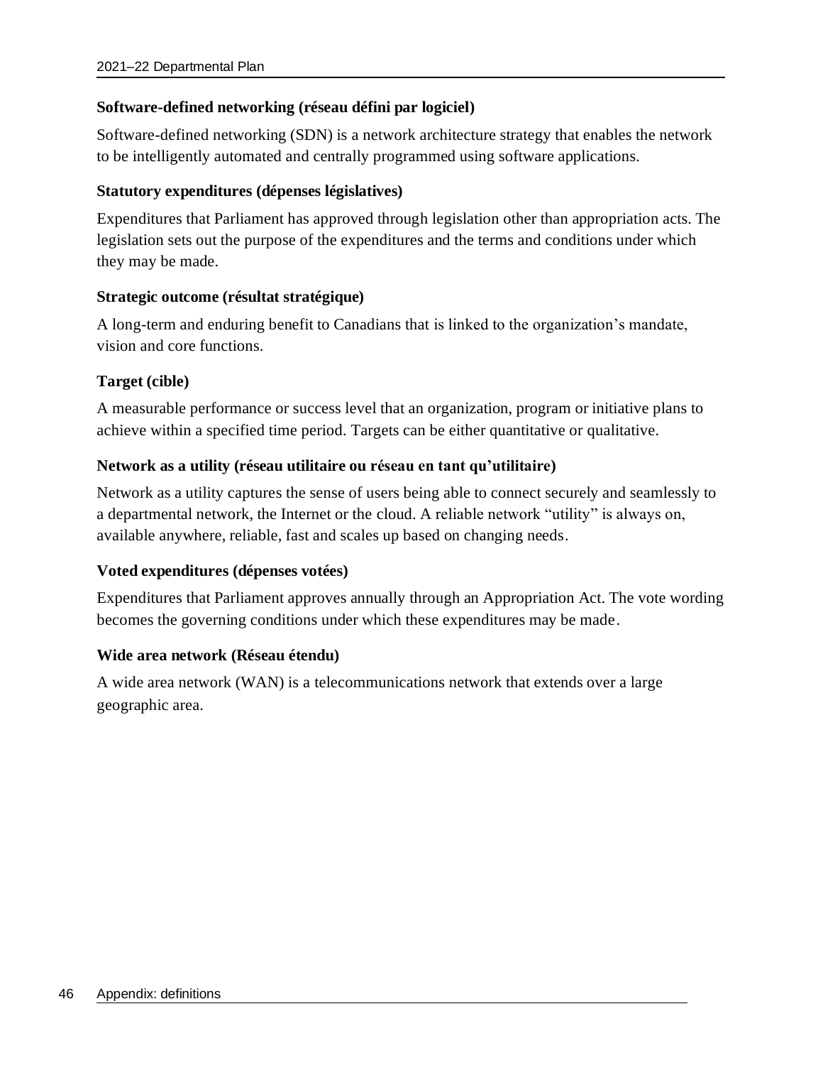**Software-defined networking (réseau défini par logiciel)**

Software-defined networking (SDN) is a network architecture strategy that enables the network to be intelligently automated and centrally programmed using software applications.

**Statutory expenditures (dépenses législatives)**

Expenditures that Parliament has approved through legislation other than appropriation acts. The legislation sets out the purpose of the expenditures and the terms and conditions under which they may be made.

**Strategic outcome (résultat stratégique)**

A long-term and enduring benefit to Canadians that is linked to the organization's mandate, vision and core functions.

**Target (cible)**

A measurable performance or success level that an organization, program or initiative plans to achieve within a specified time period. Targets can be either quantitative or qualitative.

**Network as a utility (réseau utilitaire ou réseau en tant qu'utilitaire)**

Network as a utility captures the sense of users being able to connect securely and seamlessly to a departmental network, the Internet or the cloud. A reliable network "utility" is always on, available anywhere, reliable, fast and scales up based on changing needs.

**Voted expenditures (dépenses votées)**

Expenditures that Parliament approves annually through an Appropriation Act. The vote wording becomes the governing conditions under which these expenditures may be made.

**Wide area network (Réseau étendu)**

A wide area network (WAN) is a telecommunications network that extends over a large geographic area.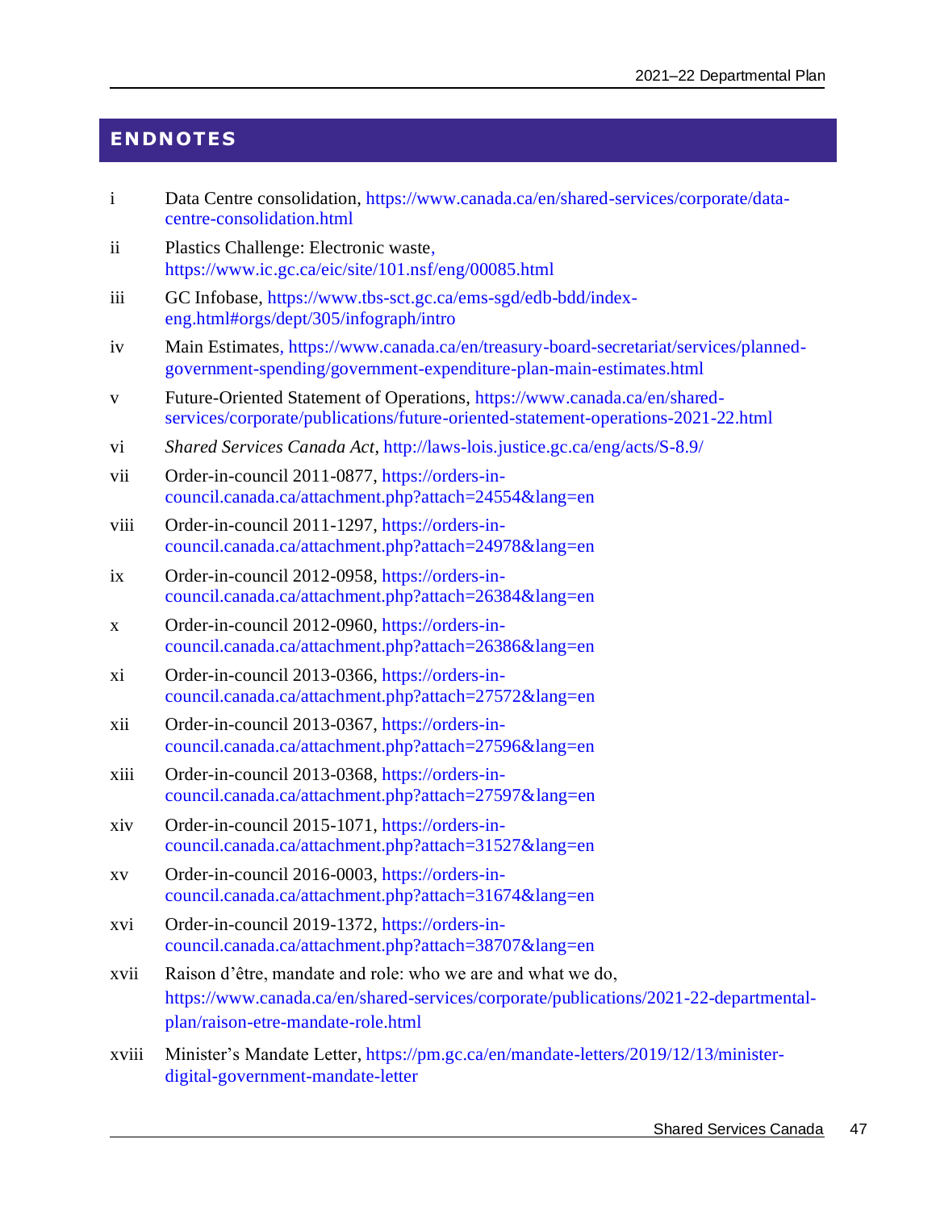# ENDNOTES

i Data Centre consolidation, https://www.canada.ca/en/shared-services/corporate/data-centre-consolidation.html

ii Plastics Challenge: Electronic waste, https://www.ic.gc.ca/eic/site/101.nsf/eng/00085.html

iii GC Infobase, https://www.tbs-sct.gc.ca/ems-sgd/edb-bdd/index-eng.html#orgs/dept/305/infograph/intro

iv Main Estimates, https://www.canada.ca/en/treasury-board-secretariat/services/planned-government-spending/government-expenditure-plan-main-estimates.html

v Future-Oriented Statement of Operations, https://www.canada.ca/en/shared-services/corporate/publications/future-oriented-statement-operations-2021-22.html

vi *Shared Services Canada Act*, http://laws-lois.justice.gc.ca/eng/acts/S-8.9/

vii Order-in-council 2011-0877, https://orders-in-council.canada.ca/attachment.php?attach=24554&lang=en

viii Order-in-council 2011-1297, https://orders-in-council.canada.ca/attachment.php?attach=24978&lang=en

ix Order-in-council 2012-0958, https://orders-in-council.canada.ca/attachment.php?attach=26384&lang=en

x Order-in-council 2012-0960, https://orders-in-council.canada.ca/attachment.php?attach=26386&lang=en

xi Order-in-council 2013-0366, https://orders-in-council.canada.ca/attachment.php?attach=27572&lang=en

xii Order-in-council 2013-0367, https://orders-in-council.canada.ca/attachment.php?attach=27596&lang=en

xiii Order-in-council 2013-0368, https://orders-in-council.canada.ca/attachment.php?attach=27597&lang=en

xiv Order-in-council 2015-1071, https://orders-in-council.canada.ca/attachment.php?attach=31527&lang=en

xv Order-in-council 2016-0003, https://orders-in-council.canada.ca/attachment.php?attach=31674&lang=en

xvi Order-in-council 2019-1372, https://orders-in-council.canada.ca/attachment.php?attach=38707&lang=en

xvii Raison d'être, mandate and role: who we are and what we do, https://www.canada.ca/en/shared-services/corporate/publications/2021-22-departmental-plan/raison-etre-mandate-role.html

xviii Minister's Mandate Letter, https://pm.gc.ca/en/mandate-letters/2019/12/13/minister-digital-government-mandate-letter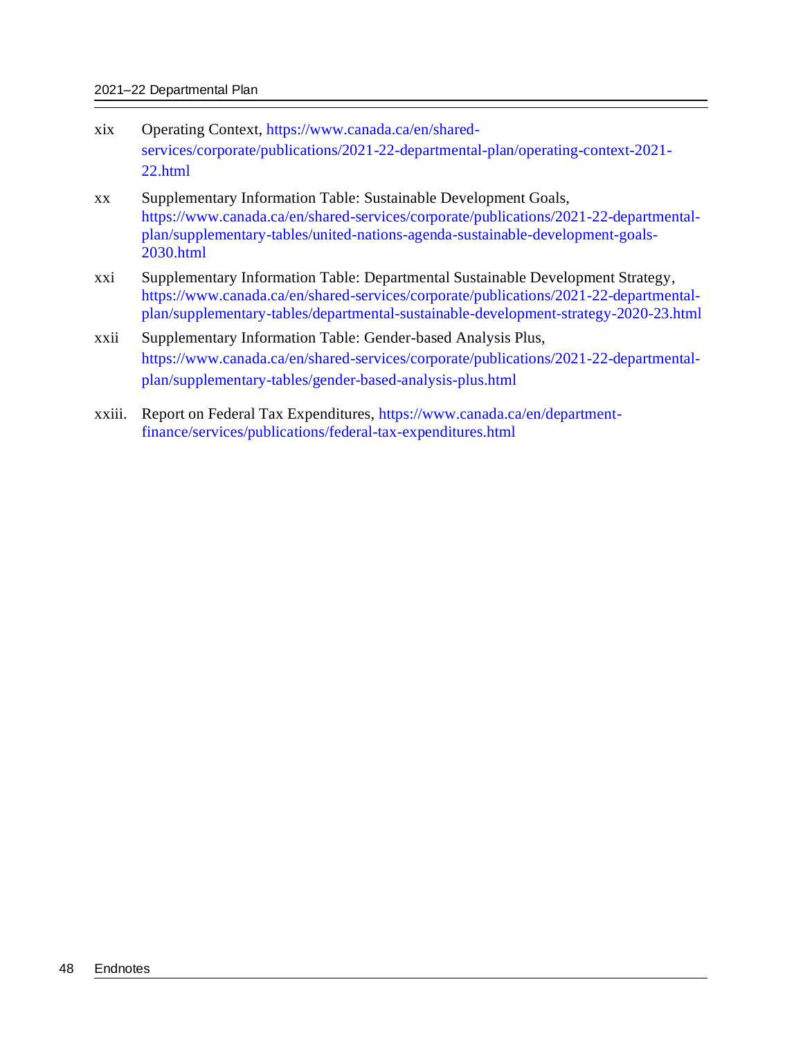xix Operating Context, https://www.canada.ca/en/shared-services/corporate/publications/2021-22-departmental-plan/operating-context-2021-22.html

xx Supplementary Information Table: Sustainable Development Goals, https://www.canada.ca/en/shared-services/corporate/publications/2021-22-departmental-plan/supplementary-tables/united-nations-agenda-sustainable-development-goals-2030.html

xxi Supplementary Information Table: Departmental Sustainable Development Strategy, https://www.canada.ca/en/shared-services/corporate/publications/2021-22-departmental-plan/supplementary-tables/departmental-sustainable-development-strategy-2020-23.html

xxii Supplementary Information Table: Gender-based Analysis Plus, https://www.canada.ca/en/shared-services/corporate/publications/2021-22-departmental-plan/supplementary-tables/gender-based-analysis-plus.html

xxiii. Report on Federal Tax Expenditures, https://www.canada.ca/en/department-finance/services/publications/federal-tax-expenditures.html